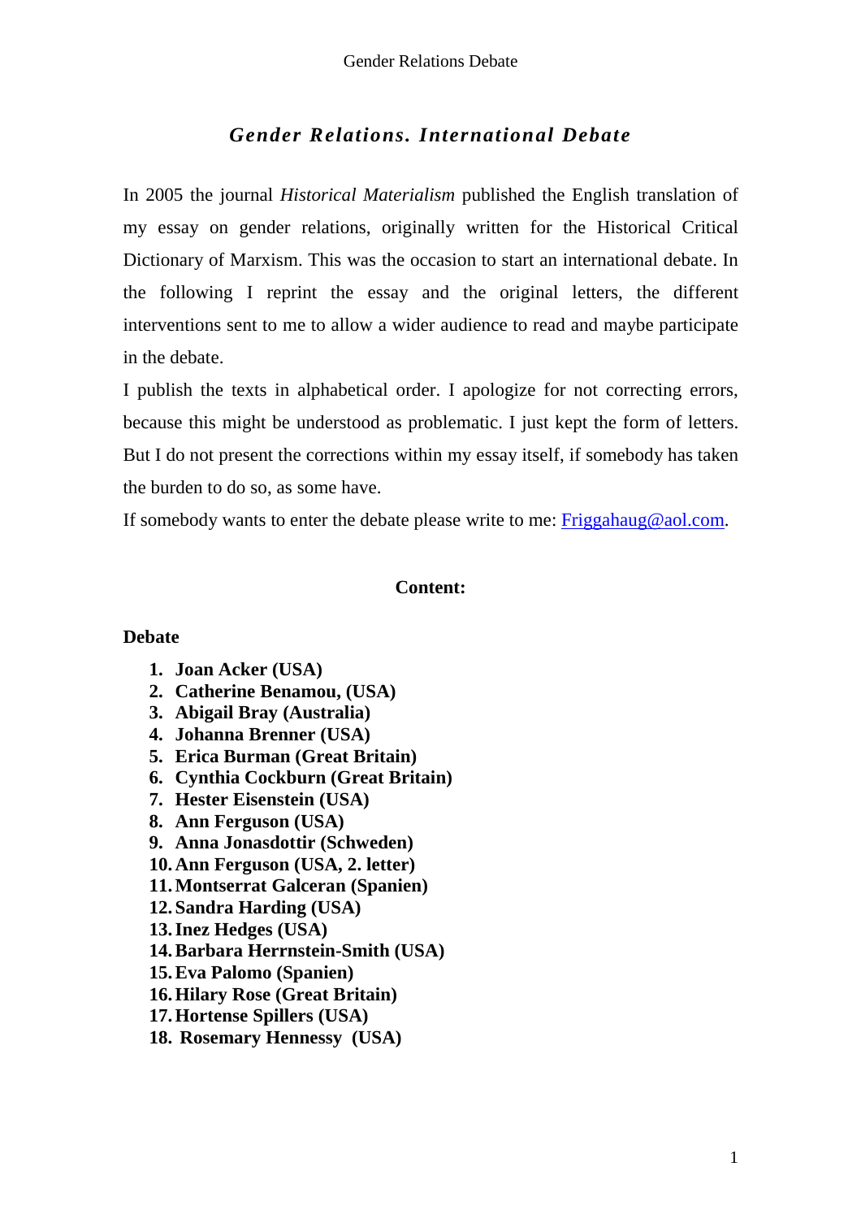# *Gender Relations. International Debate*

In 2005 the journal *Historical Materialism* published the English translation of my essay on gender relations, originally written for the Historical Critical Dictionary of Marxism. This was the occasion to start an international debate. In the following I reprint the essay and the original letters, the different interventions sent to me to allow a wider audience to read and maybe participate in the debate.

I publish the texts in alphabetical order. I apologize for not correcting errors, because this might be understood as problematic. I just kept the form of letters. But I do not present the corrections within my essay itself, if somebody has taken the burden to do so, as some have.

If somebody wants to enter the debate please write to me: [Friggahaug@aol.com](mailto:Friggahaug@aol.com).

**Content:**

**Debate**

1. **Joan Acker (USA)**
2. **Catherine Benamou, (USA)**
3. **Abigail Bray (Australia)**
4. **Johanna Brenner (USA)**
5. **Erica Burman (Great Britain)**
6. **Cynthia Cockburn (Great Britain)**
7. **Hester Eisenstein (USA)**
8. **Ann Ferguson (USA)**
9. **Anna Jonasdottir (Schweden)**
10. **Ann Ferguson (USA, 2. letter)**
11. **Montserrat Galceran (Spanien)**
12. **Sandra Harding (USA)**
13. **Inez Hedges (USA)**
14. **Barbara Herrnstein-Smith (USA)**
15. **Eva Palomo (Spanien)**
16. **Hilary Rose (Great Britain)**
17. **Hortense Spillers (USA)**
18. **Rosemary Hennessy (USA)**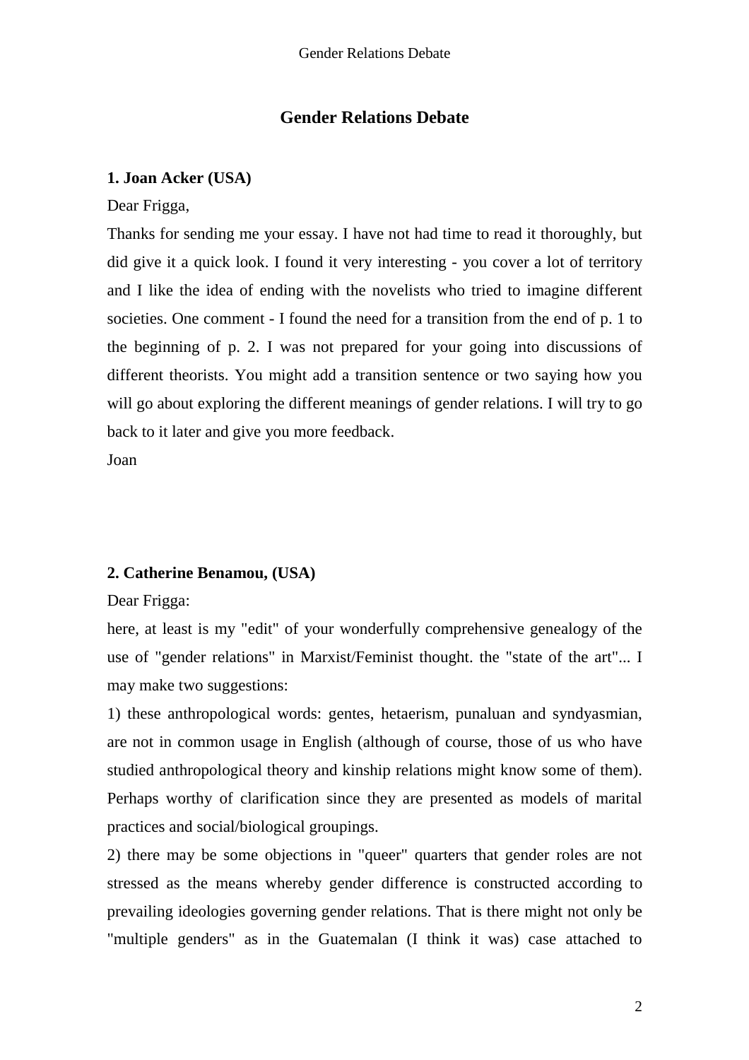# Gender Relations Debate

### 1. Joan Acker (USA)

Dear Frigga,

Thanks for sending me your essay. I have not had time to read it thoroughly, but did give it a quick look. I found it very interesting - you cover a lot of territory and I like the idea of ending with the novelists who tried to imagine different societies. One comment - I found the need for a transition from the end of p. 1 to the beginning of p. 2. I was not prepared for your going into discussions of different theorists. You might add a transition sentence or two saying how you will go about exploring the different meanings of gender relations. I will try to go back to it later and give you more feedback.

Joan

### 2. Catherine Benamou, (USA)

Dear Frigga:

here, at least is my "edit" of your wonderfully comprehensive genealogy of the use of "gender relations" in Marxist/Feminist thought. the "state of the art"... I may make two suggestions:

1) these anthropological words: gentes, hetaerism, punaluan and syndyasmian, are not in common usage in English (although of course, those of us who have studied anthropological theory and kinship relations might know some of them). Perhaps worthy of clarification since they are presented as models of marital practices and social/biological groupings.

2) there may be some objections in "queer" quarters that gender roles are not stressed as the means whereby gender difference is constructed according to prevailing ideologies governing gender relations. That is there might not only be "multiple genders" as in the Guatemalan (I think it was) case attached to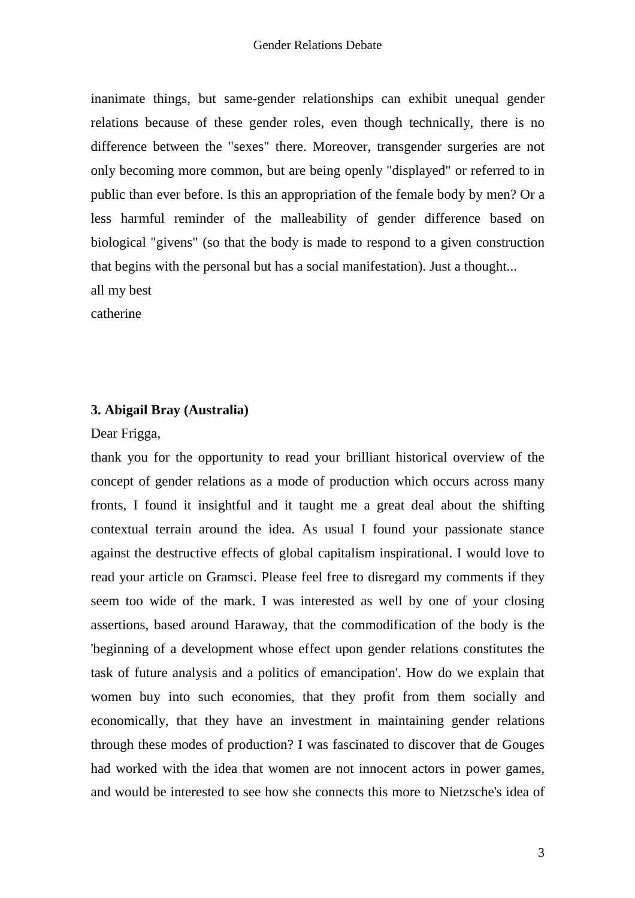inanimate things, but same-gender relationships can exhibit unequal gender relations because of these gender roles, even though technically, there is no difference between the "sexes" there. Moreover, transgender surgeries are not only becoming more common, but are being openly "displayed" or referred to in public than ever before. Is this an appropriation of the female body by men? Or a less harmful reminder of the malleability of gender difference based on biological "givens" (so that the body is made to respond to a given construction that begins with the personal but has a social manifestation). Just a thought...

all my best

catherine

**3. Abigail Bray (Australia)**

Dear Frigga,

thank you for the opportunity to read your brilliant historical overview of the concept of gender relations as a mode of production which occurs across many fronts, I found it insightful and it taught me a great deal about the shifting contextual terrain around the idea. As usual I found your passionate stance against the destructive effects of global capitalism inspirational. I would love to read your article on Gramsci. Please feel free to disregard my comments if they seem too wide of the mark. I was interested as well by one of your closing assertions, based around Haraway, that the commodification of the body is the 'beginning of a development whose effect upon gender relations constitutes the task of future analysis and a politics of emancipation'. How do we explain that women buy into such economies, that they profit from them socially and economically, that they have an investment in maintaining gender relations through these modes of production? I was fascinated to discover that de Gouges had worked with the idea that women are not innocent actors in power games, and would be interested to see how she connects this more to Nietzsche's idea of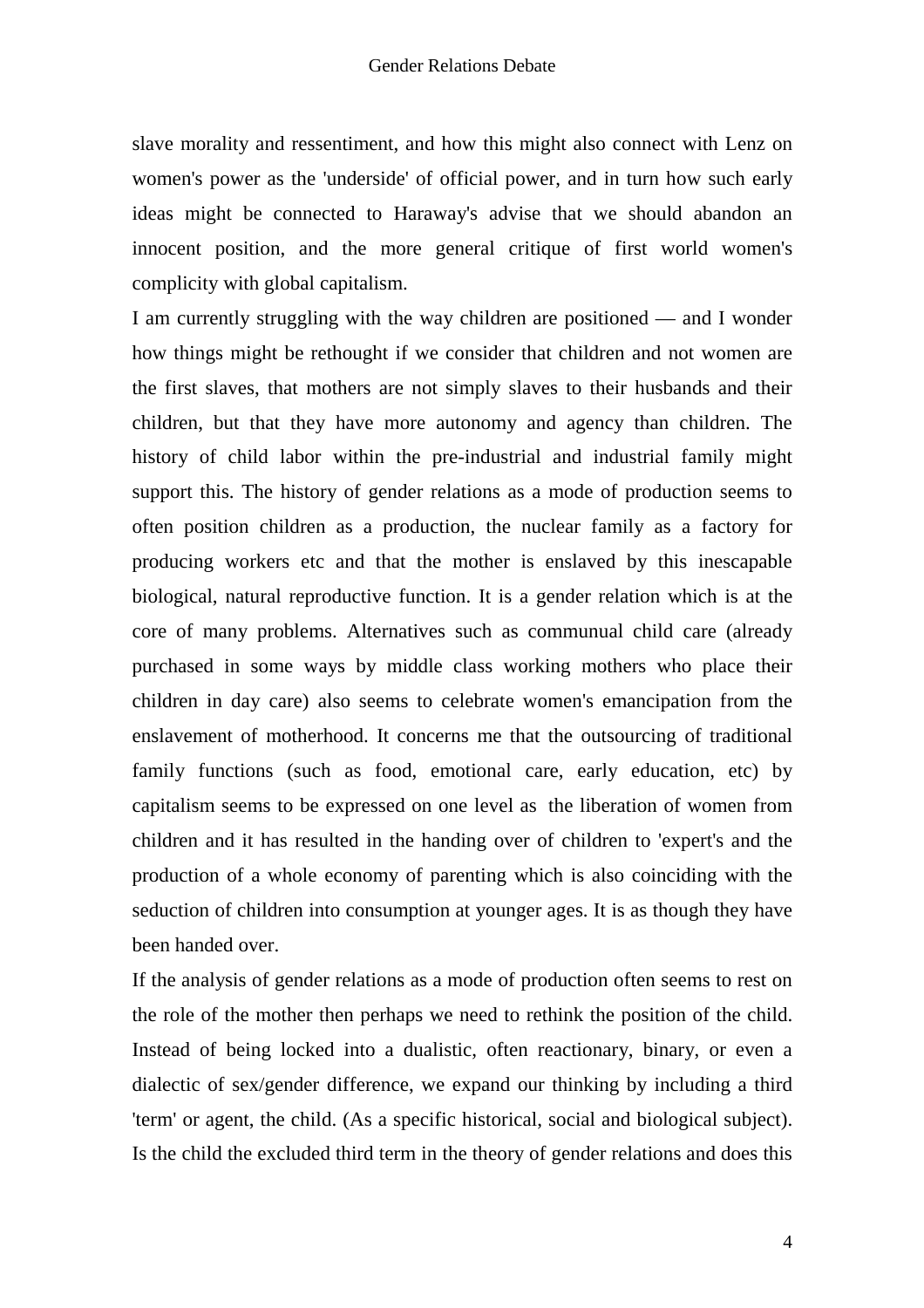slave morality and ressentiment, and how this might also connect with Lenz on women's power as the 'underside' of official power, and in turn how such early ideas might be connected to Haraway's advise that we should abandon an innocent position, and the more general critique of first world women's complicity with global capitalism.

I am currently struggling with the way children are positioned — and I wonder how things might be rethought if we consider that children and not women are the first slaves, that mothers are not simply slaves to their husbands and their children, but that they have more autonomy and agency than children. The history of child labor within the pre-industrial and industrial family might support this. The history of gender relations as a mode of production seems to often position children as a production, the nuclear family as a factory for producing workers etc and that the mother is enslaved by this inescapable biological, natural reproductive function. It is a gender relation which is at the core of many problems. Alternatives such as communual child care (already purchased in some ways by middle class working mothers who place their children in day care) also seems to celebrate women's emancipation from the enslavement of motherhood. It concerns me that the outsourcing of traditional family functions (such as food, emotional care, early education, etc) by capitalism seems to be expressed on one level as the liberation of women from children and it has resulted in the handing over of children to 'expert's and the production of a whole economy of parenting which is also coinciding with the seduction of children into consumption at younger ages. It is as though they have been handed over.

If the analysis of gender relations as a mode of production often seems to rest on the role of the mother then perhaps we need to rethink the position of the child. Instead of being locked into a dualistic, often reactionary, binary, or even a dialectic of sex/gender difference, we expand our thinking by including a third 'term' or agent, the child. (As a specific historical, social and biological subject). Is the child the excluded third term in the theory of gender relations and does this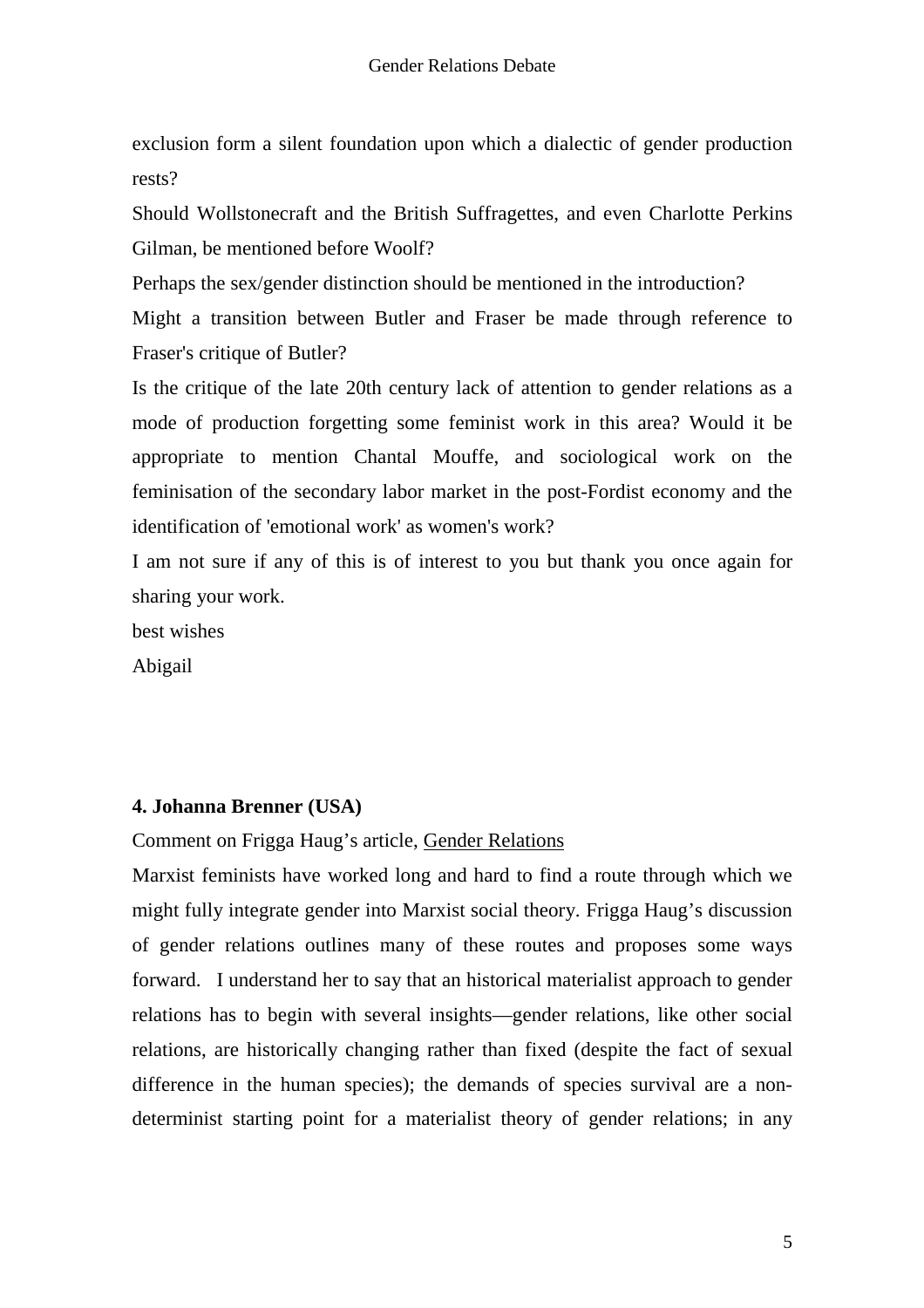exclusion form a silent foundation upon which a dialectic of gender production rests?

Should Wollstonecraft and the British Suffragettes, and even Charlotte Perkins Gilman, be mentioned before Woolf?

Perhaps the sex/gender distinction should be mentioned in the introduction?

Might a transition between Butler and Fraser be made through reference to Fraser's critique of Butler?

Is the critique of the late 20th century lack of attention to gender relations as a mode of production forgetting some feminist work in this area? Would it be appropriate to mention Chantal Mouffe, and sociological work on the feminisation of the secondary labor market in the post-Fordist economy and the identification of 'emotional work' as women's work?

I am not sure if any of this is of interest to you but thank you once again for sharing your work.

best wishes

Abigail

**4. Johanna Brenner (USA)**

Comment on Frigga Haug's article, Gender Relations

Marxist feminists have worked long and hard to find a route through which we might fully integrate gender into Marxist social theory. Frigga Haug's discussion of gender relations outlines many of these routes and proposes some ways forward. I understand her to say that an historical materialist approach to gender relations has to begin with several insights—gender relations, like other social relations, are historically changing rather than fixed (despite the fact of sexual difference in the human species); the demands of species survival are a non-determinist starting point for a materialist theory of gender relations; in any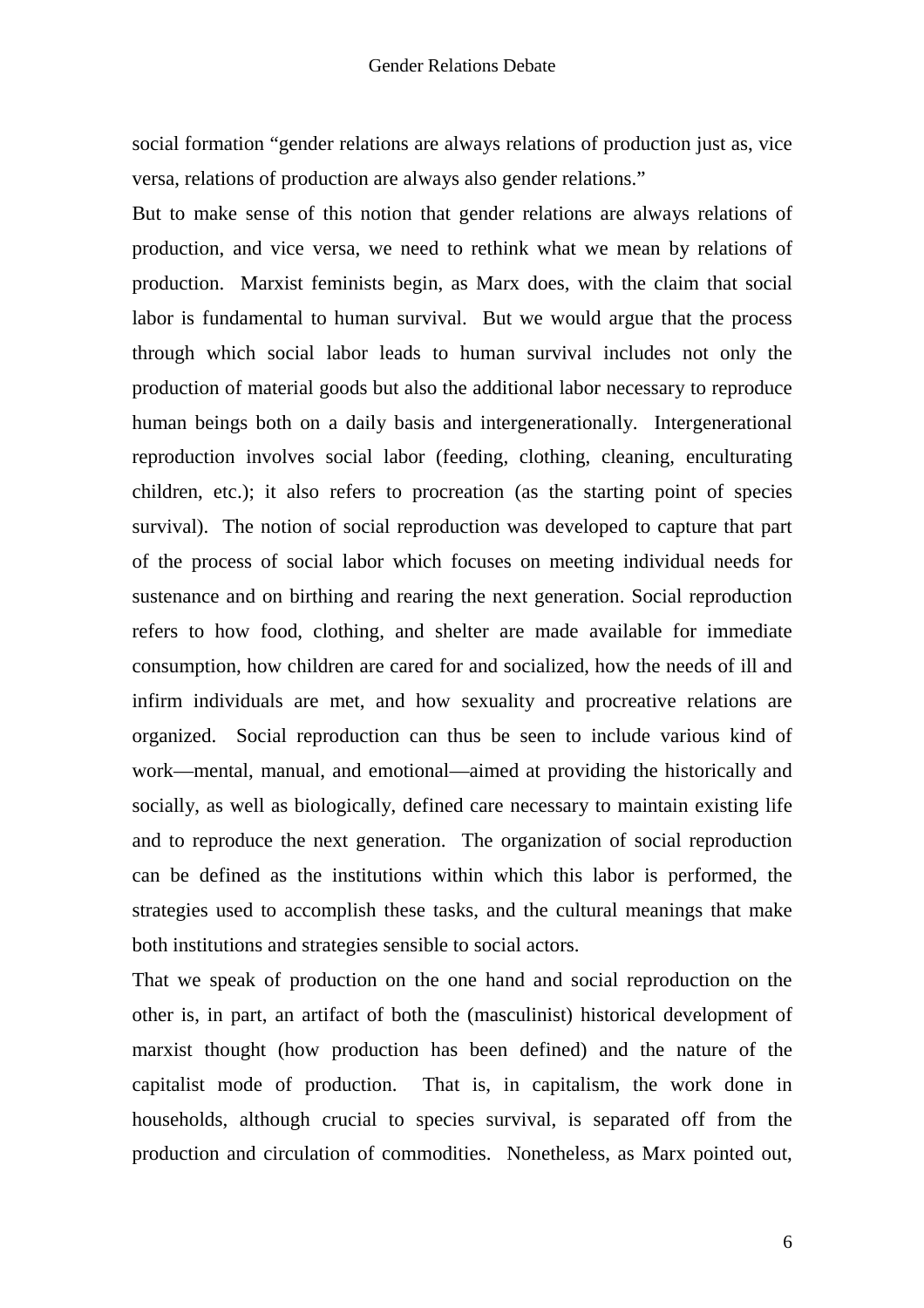social formation "gender relations are always relations of production just as, vice versa, relations of production are always also gender relations."

But to make sense of this notion that gender relations are always relations of production, and vice versa, we need to rethink what we mean by relations of production. Marxist feminists begin, as Marx does, with the claim that social labor is fundamental to human survival. But we would argue that the process through which social labor leads to human survival includes not only the production of material goods but also the additional labor necessary to reproduce human beings both on a daily basis and intergenerationally. Intergenerational reproduction involves social labor (feeding, clothing, cleaning, enculturating children, etc.); it also refers to procreation (as the starting point of species survival). The notion of social reproduction was developed to capture that part of the process of social labor which focuses on meeting individual needs for sustenance and on birthing and rearing the next generation. Social reproduction refers to how food, clothing, and shelter are made available for immediate consumption, how children are cared for and socialized, how the needs of ill and infirm individuals are met, and how sexuality and procreative relations are organized. Social reproduction can thus be seen to include various kind of work—mental, manual, and emotional—aimed at providing the historically and socially, as well as biologically, defined care necessary to maintain existing life and to reproduce the next generation. The organization of social reproduction can be defined as the institutions within which this labor is performed, the strategies used to accomplish these tasks, and the cultural meanings that make both institutions and strategies sensible to social actors.

That we speak of production on the one hand and social reproduction on the other is, in part, an artifact of both the (masculinist) historical development of marxist thought (how production has been defined) and the nature of the capitalist mode of production. That is, in capitalism, the work done in households, although crucial to species survival, is separated off from the production and circulation of commodities. Nonetheless, as Marx pointed out,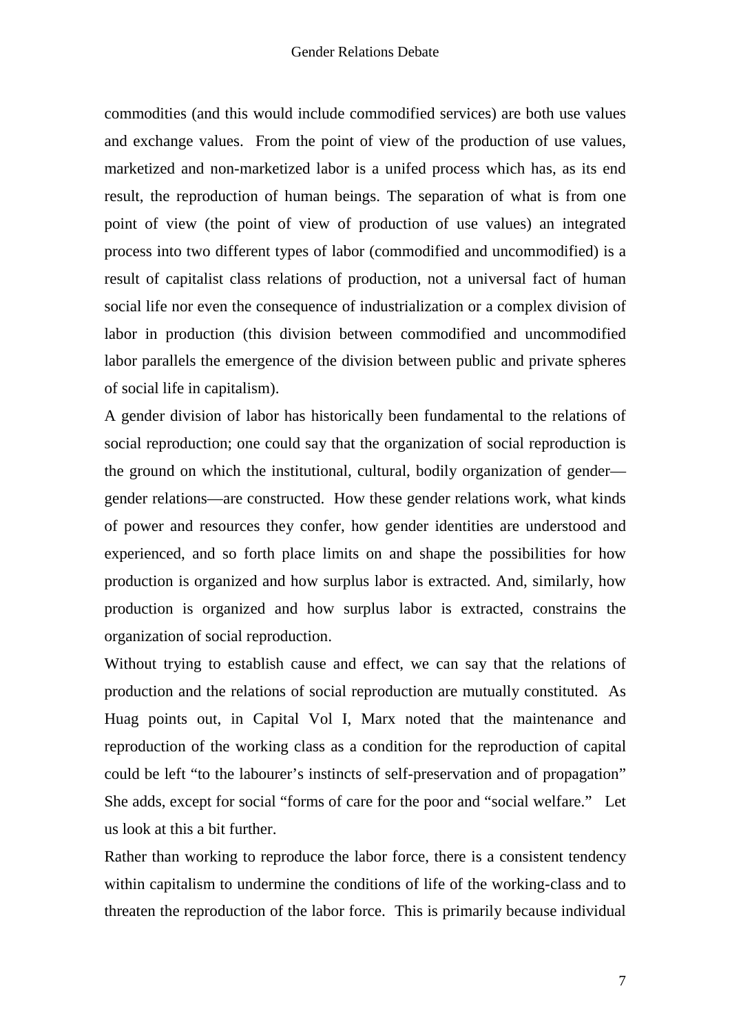commodities (and this would include commodified services) are both use values and exchange values. From the point of view of the production of use values, marketized and non-marketized labor is a unifed process which has, as its end result, the reproduction of human beings. The separation of what is from one point of view (the point of view of production of use values) an integrated process into two different types of labor (commodified and uncommodified) is a result of capitalist class relations of production, not a universal fact of human social life nor even the consequence of industrialization or a complex division of labor in production (this division between commodified and uncommodified labor parallels the emergence of the division between public and private spheres of social life in capitalism).

A gender division of labor has historically been fundamental to the relations of social reproduction; one could say that the organization of social reproduction is the ground on which the institutional, cultural, bodily organization of gender—gender relations—are constructed. How these gender relations work, what kinds of power and resources they confer, how gender identities are understood and experienced, and so forth place limits on and shape the possibilities for how production is organized and how surplus labor is extracted. And, similarly, how production is organized and how surplus labor is extracted, constrains the organization of social reproduction.

Without trying to establish cause and effect, we can say that the relations of production and the relations of social reproduction are mutually constituted. As Huag points out, in Capital Vol I, Marx noted that the maintenance and reproduction of the working class as a condition for the reproduction of capital could be left "to the labourer's instincts of self-preservation and of propagation" She adds, except for social "forms of care for the poor and "social welfare." Let us look at this a bit further.

Rather than working to reproduce the labor force, there is a consistent tendency within capitalism to undermine the conditions of life of the working-class and to threaten the reproduction of the labor force. This is primarily because individual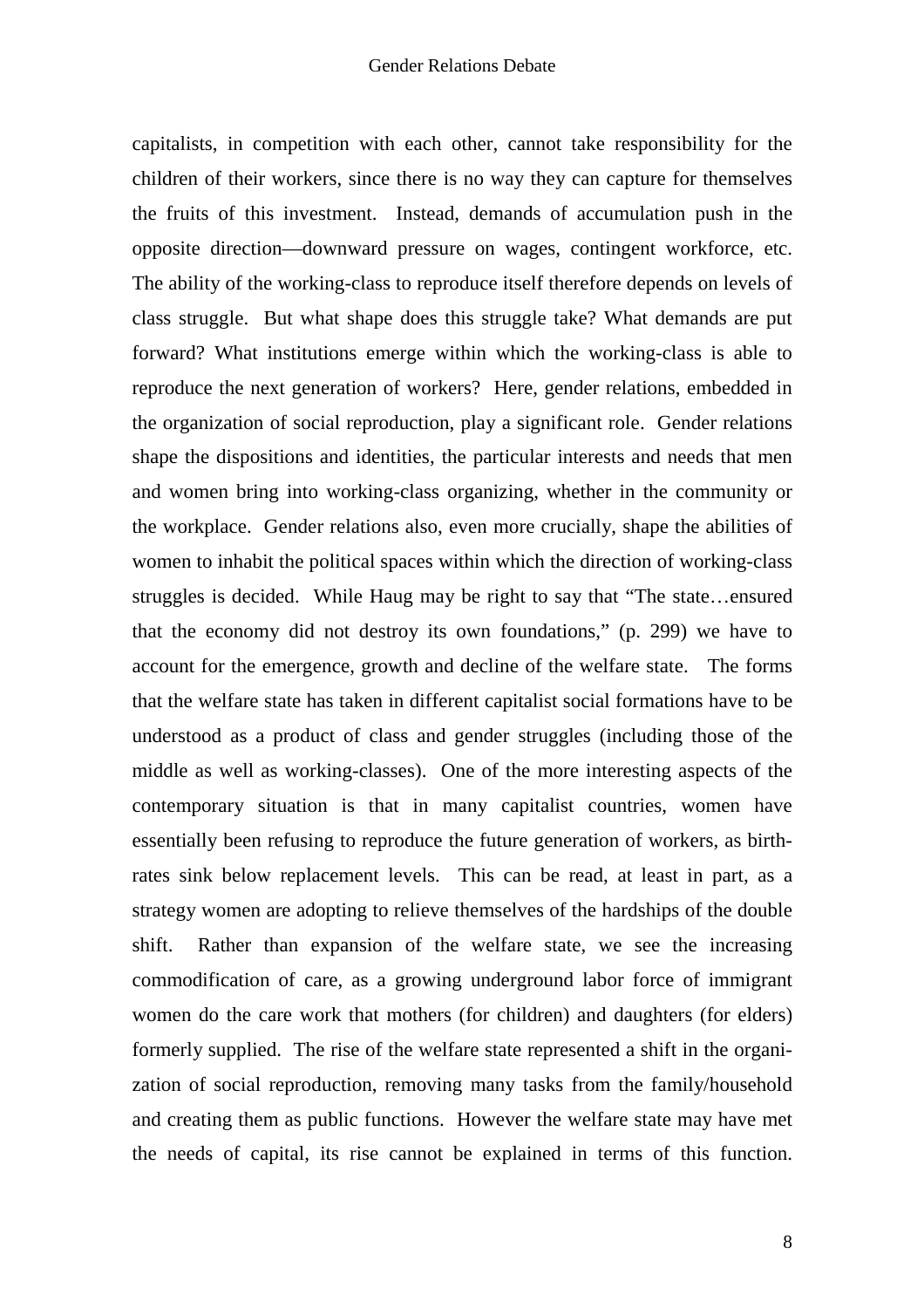capitalists, in competition with each other, cannot take responsibility for the children of their workers, since there is no way they can capture for themselves the fruits of this investment. Instead, demands of accumulation push in the opposite direction—downward pressure on wages, contingent workforce, etc. The ability of the working-class to reproduce itself therefore depends on levels of class struggle. But what shape does this struggle take? What demands are put forward? What institutions emerge within which the working-class is able to reproduce the next generation of workers? Here, gender relations, embedded in the organization of social reproduction, play a significant role. Gender relations shape the dispositions and identities, the particular interests and needs that men and women bring into working-class organizing, whether in the community or the workplace. Gender relations also, even more crucially, shape the abilities of women to inhabit the political spaces within which the direction of working-class struggles is decided. While Haug may be right to say that "The state…ensured that the economy did not destroy its own foundations," (p. 299) we have to account for the emergence, growth and decline of the welfare state. The forms that the welfare state has taken in different capitalist social formations have to be understood as a product of class and gender struggles (including those of the middle as well as working-classes). One of the more interesting aspects of the contemporary situation is that in many capitalist countries, women have essentially been refusing to reproduce the future generation of workers, as birth-rates sink below replacement levels. This can be read, at least in part, as a strategy women are adopting to relieve themselves of the hardships of the double shift. Rather than expansion of the welfare state, we see the increasing commodification of care, as a growing underground labor force of immigrant women do the care work that mothers (for children) and daughters (for elders) formerly supplied. The rise of the welfare state represented a shift in the organization of social reproduction, removing many tasks from the family/household and creating them as public functions. However the welfare state may have met the needs of capital, its rise cannot be explained in terms of this function.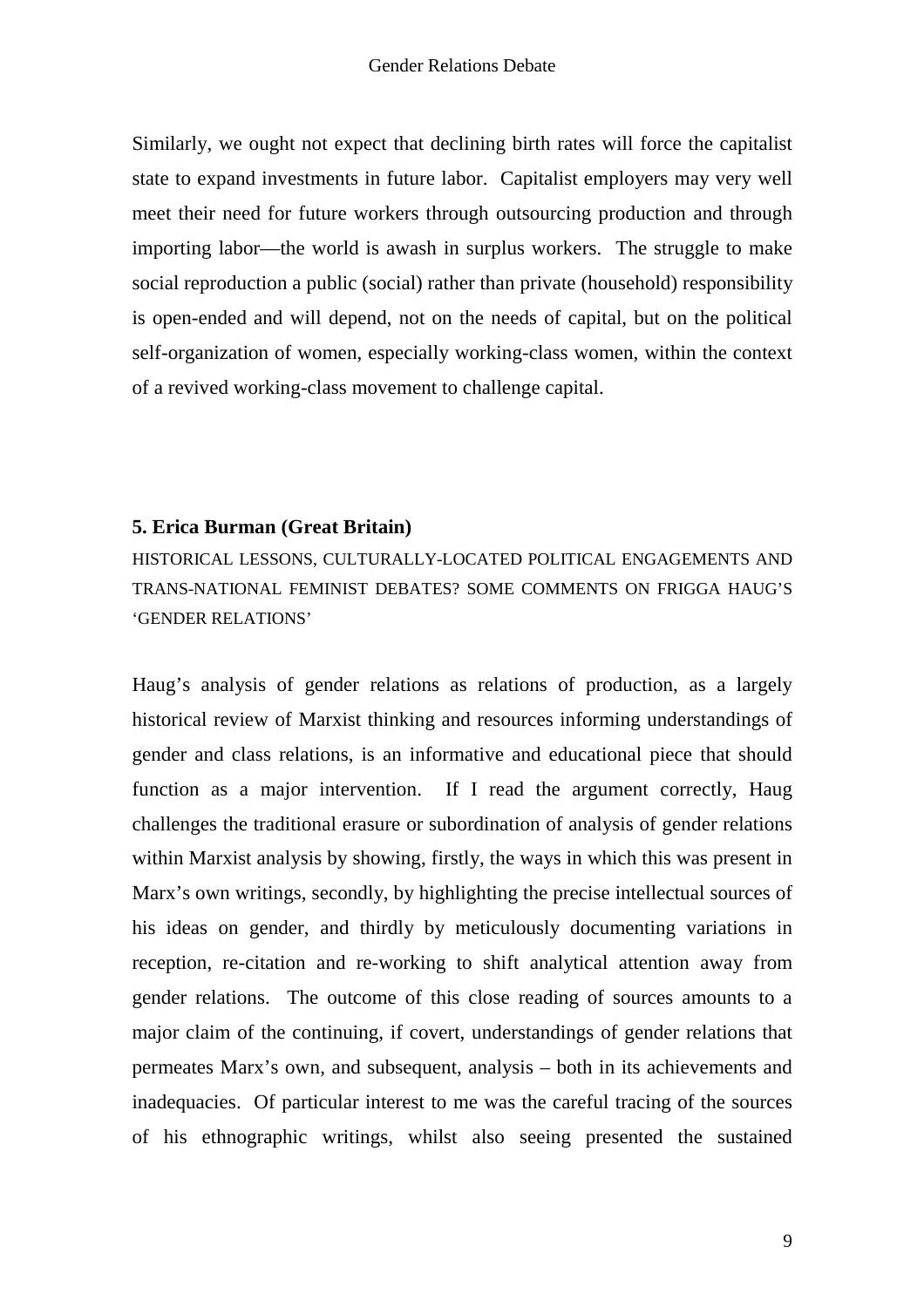Similarly, we ought not expect that declining birth rates will force the capitalist state to expand investments in future labor. Capitalist employers may very well meet their need for future workers through outsourcing production and through importing labor—the world is awash in surplus workers. The struggle to make social reproduction a public (social) rather than private (household) responsibility is open-ended and will depend, not on the needs of capital, but on the political self-organization of women, especially working-class women, within the context of a revived working-class movement to challenge capital.

## 5. Erica Burman (Great Britain)

HISTORICAL LESSONS, CULTURALLY-LOCATED POLITICAL ENGAGEMENTS AND TRANS-NATIONAL FEMINIST DEBATES? SOME COMMENTS ON FRIGGA HAUG'S 'GENDER RELATIONS'

Haug's analysis of gender relations as relations of production, as a largely historical review of Marxist thinking and resources informing understandings of gender and class relations, is an informative and educational piece that should function as a major intervention. If I read the argument correctly, Haug challenges the traditional erasure or subordination of analysis of gender relations within Marxist analysis by showing, firstly, the ways in which this was present in Marx's own writings, secondly, by highlighting the precise intellectual sources of his ideas on gender, and thirdly by meticulously documenting variations in reception, re-citation and re-working to shift analytical attention away from gender relations. The outcome of this close reading of sources amounts to a major claim of the continuing, if covert, understandings of gender relations that permeates Marx's own, and subsequent, analysis – both in its achievements and inadequacies. Of particular interest to me was the careful tracing of the sources of his ethnographic writings, whilst also seeing presented the sustained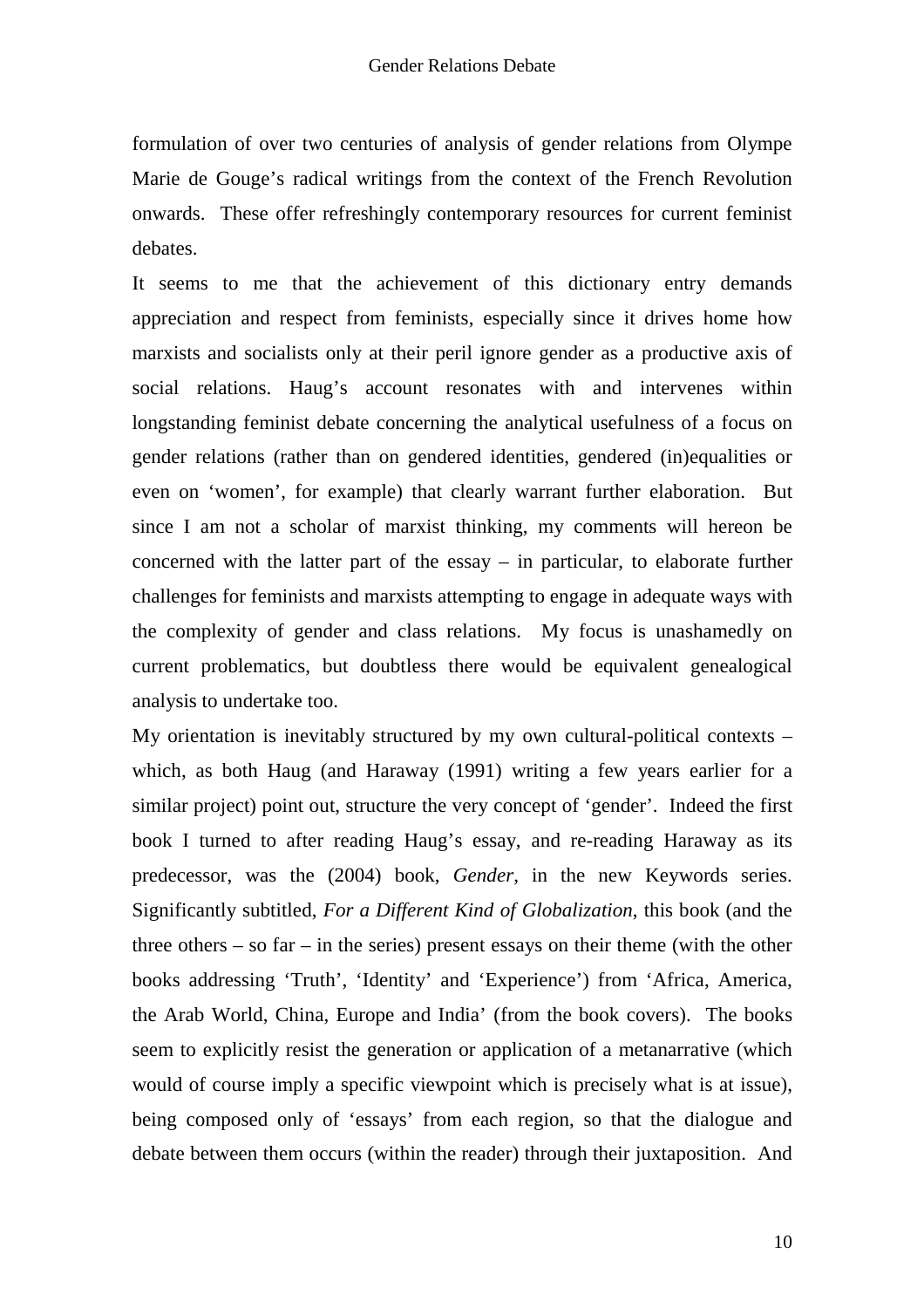formulation of over two centuries of analysis of gender relations from Olympe Marie de Gouge's radical writings from the context of the French Revolution onwards. These offer refreshingly contemporary resources for current feminist debates.

It seems to me that the achievement of this dictionary entry demands appreciation and respect from feminists, especially since it drives home how marxists and socialists only at their peril ignore gender as a productive axis of social relations. Haug's account resonates with and intervenes within longstanding feminist debate concerning the analytical usefulness of a focus on gender relations (rather than on gendered identities, gendered (in)equalities or even on 'women', for example) that clearly warrant further elaboration. But since I am not a scholar of marxist thinking, my comments will hereon be concerned with the latter part of the essay – in particular, to elaborate further challenges for feminists and marxists attempting to engage in adequate ways with the complexity of gender and class relations. My focus is unashamedly on current problematics, but doubtless there would be equivalent genealogical analysis to undertake too.

My orientation is inevitably structured by my own cultural-political contexts – which, as both Haug (and Haraway (1991) writing a few years earlier for a similar project) point out, structure the very concept of 'gender'. Indeed the first book I turned to after reading Haug's essay, and re-reading Haraway as its predecessor, was the (2004) book, *Gender*, in the new Keywords series. Significantly subtitled, *For a Different Kind of Globalization*, this book (and the three others – so far – in the series) present essays on their theme (with the other books addressing 'Truth', 'Identity' and 'Experience') from 'Africa, America, the Arab World, China, Europe and India' (from the book covers). The books seem to explicitly resist the generation or application of a metanarrative (which would of course imply a specific viewpoint which is precisely what is at issue), being composed only of 'essays' from each region, so that the dialogue and debate between them occurs (within the reader) through their juxtaposition. And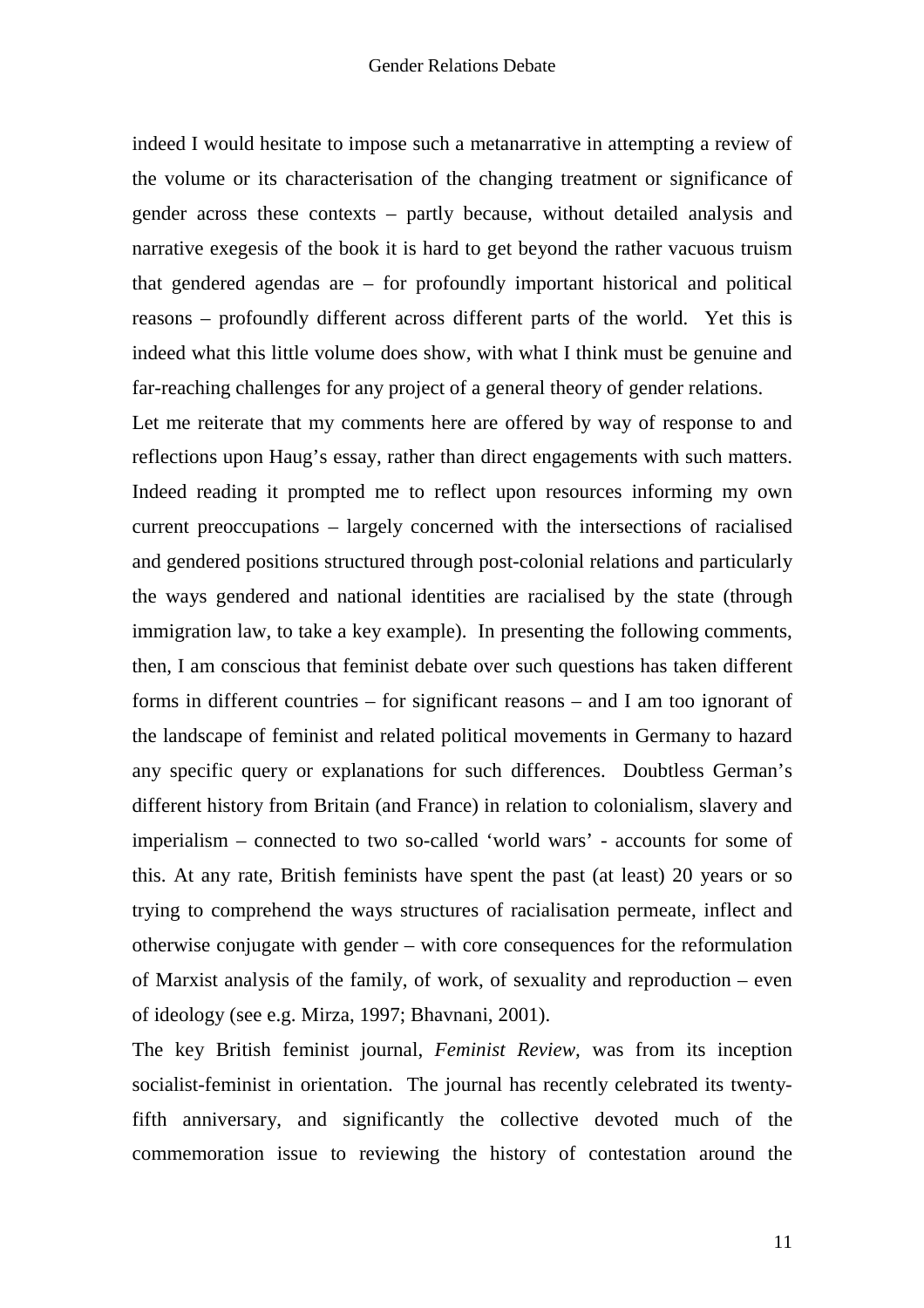indeed I would hesitate to impose such a metanarrative in attempting a review of the volume or its characterisation of the changing treatment or significance of gender across these contexts – partly because, without detailed analysis and narrative exegesis of the book it is hard to get beyond the rather vacuous truism that gendered agendas are – for profoundly important historical and political reasons – profoundly different across different parts of the world. Yet this is indeed what this little volume does show, with what I think must be genuine and far-reaching challenges for any project of a general theory of gender relations.

Let me reiterate that my comments here are offered by way of response to and reflections upon Haug's essay, rather than direct engagements with such matters. Indeed reading it prompted me to reflect upon resources informing my own current preoccupations – largely concerned with the intersections of racialised and gendered positions structured through post-colonial relations and particularly the ways gendered and national identities are racialised by the state (through immigration law, to take a key example). In presenting the following comments, then, I am conscious that feminist debate over such questions has taken different forms in different countries – for significant reasons – and I am too ignorant of the landscape of feminist and related political movements in Germany to hazard any specific query or explanations for such differences. Doubtless German's different history from Britain (and France) in relation to colonialism, slavery and imperialism – connected to two so-called 'world wars' - accounts for some of this. At any rate, British feminists have spent the past (at least) 20 years or so trying to comprehend the ways structures of racialisation permeate, inflect and otherwise conjugate with gender – with core consequences for the reformulation of Marxist analysis of the family, of work, of sexuality and reproduction – even of ideology (see e.g. Mirza, 1997; Bhavnani, 2001).

The key British feminist journal, *Feminist Review*, was from its inception socialist-feminist in orientation. The journal has recently celebrated its twenty-fifth anniversary, and significantly the collective devoted much of the commemoration issue to reviewing the history of contestation around the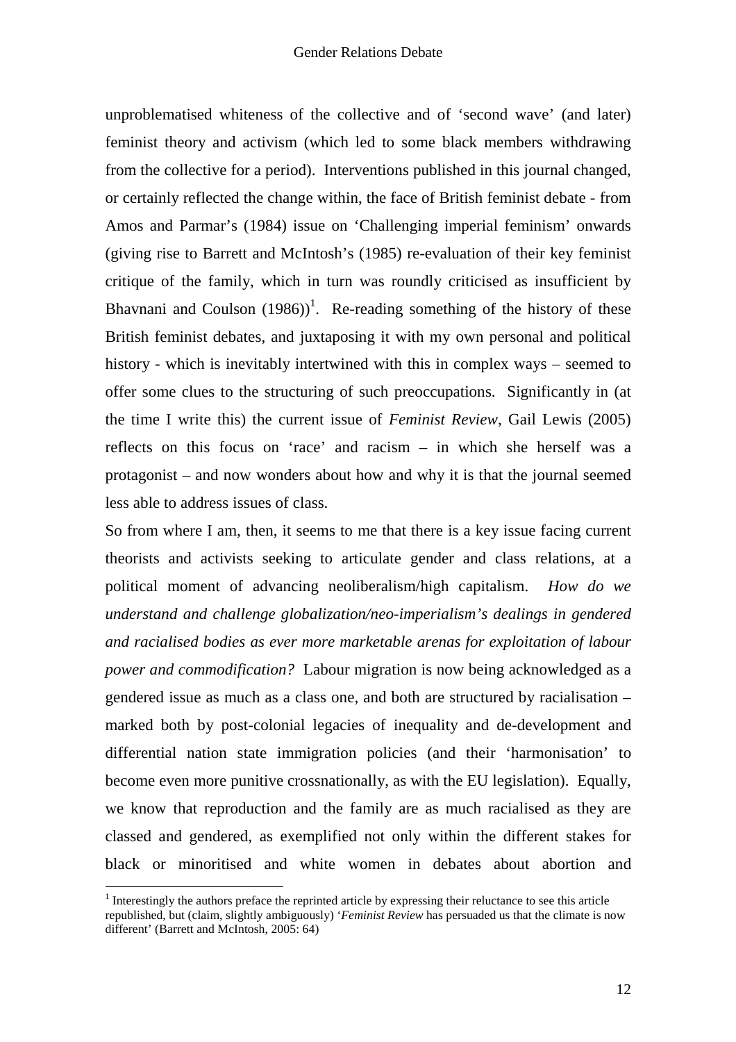unproblematised whiteness of the collective and of 'second wave' (and later) feminist theory and activism (which led to some black members withdrawing from the collective for a period). Interventions published in this journal changed, or certainly reflected the change within, the face of British feminist debate - from Amos and Parmar's (1984) issue on 'Challenging imperial feminism' onwards (giving rise to Barrett and McIntosh's (1985) re-evaluation of their key feminist critique of the family, which in turn was roundly criticised as insufficient by Bhavnani and Coulson (1986))[1]. Re-reading something of the history of these British feminist debates, and juxtaposing it with my own personal and political history - which is inevitably intertwined with this in complex ways – seemed to offer some clues to the structuring of such preoccupations. Significantly in (at the time I write this) the current issue of *Feminist Review*, Gail Lewis (2005) reflects on this focus on 'race' and racism – in which she herself was a protagonist – and now wonders about how and why it is that the journal seemed less able to address issues of class.

So from where I am, then, it seems to me that there is a key issue facing current theorists and activists seeking to articulate gender and class relations, at a political moment of advancing neoliberalism/high capitalism. *How do we understand and challenge globalization/neo-imperialism's dealings in gendered and racialised bodies as ever more marketable arenas for exploitation of labour power and commodification?* Labour migration is now being acknowledged as a gendered issue as much as a class one, and both are structured by racialisation – marked both by post-colonial legacies of inequality and de-development and differential nation state immigration policies (and their 'harmonisation' to become even more punitive crossnationally, as with the EU legislation). Equally, we know that reproduction and the family are as much racialised as they are classed and gendered, as exemplified not only within the different stakes for black or minoritised and white women in debates about abortion and

[1] Interestingly the authors preface the reprinted article by expressing their reluctance to see this article republished, but (claim, slightly ambiguously) '*Feminist Review* has persuaded us that the climate is now different' (Barrett and McIntosh, 2005: 64)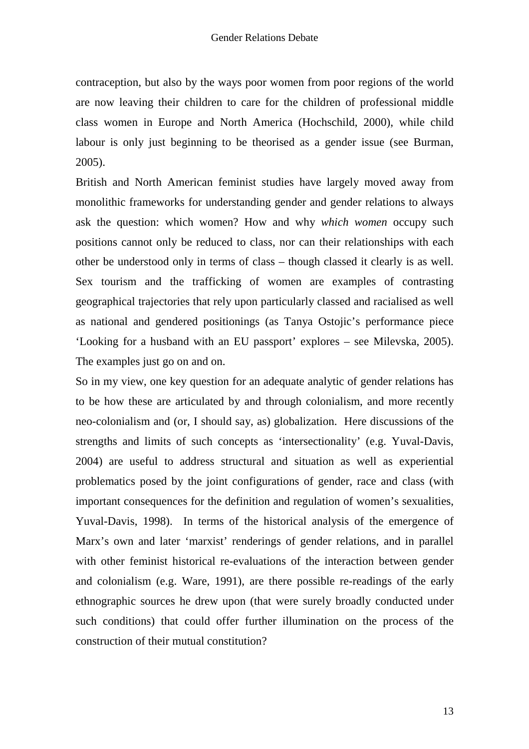contraception, but also by the ways poor women from poor regions of the world are now leaving their children to care for the children of professional middle class women in Europe and North America (Hochschild, 2000), while child labour is only just beginning to be theorised as a gender issue (see Burman, 2005).

British and North American feminist studies have largely moved away from monolithic frameworks for understanding gender and gender relations to always ask the question: which women? How and why *which women* occupy such positions cannot only be reduced to class, nor can their relationships with each other be understood only in terms of class – though classed it clearly is as well. Sex tourism and the trafficking of women are examples of contrasting geographical trajectories that rely upon particularly classed and racialised as well as national and gendered positionings (as Tanya Ostojic's performance piece 'Looking for a husband with an EU passport' explores – see Milevska, 2005). The examples just go on and on.

So in my view, one key question for an adequate analytic of gender relations has to be how these are articulated by and through colonialism, and more recently neo-colonialism and (or, I should say, as) globalization. Here discussions of the strengths and limits of such concepts as 'intersectionality' (e.g. Yuval-Davis, 2004) are useful to address structural and situation as well as experiential problematics posed by the joint configurations of gender, race and class (with important consequences for the definition and regulation of women's sexualities, Yuval-Davis, 1998). In terms of the historical analysis of the emergence of Marx's own and later 'marxist' renderings of gender relations, and in parallel with other feminist historical re-evaluations of the interaction between gender and colonialism (e.g. Ware, 1991), are there possible re-readings of the early ethnographic sources he drew upon (that were surely broadly conducted under such conditions) that could offer further illumination on the process of the construction of their mutual constitution?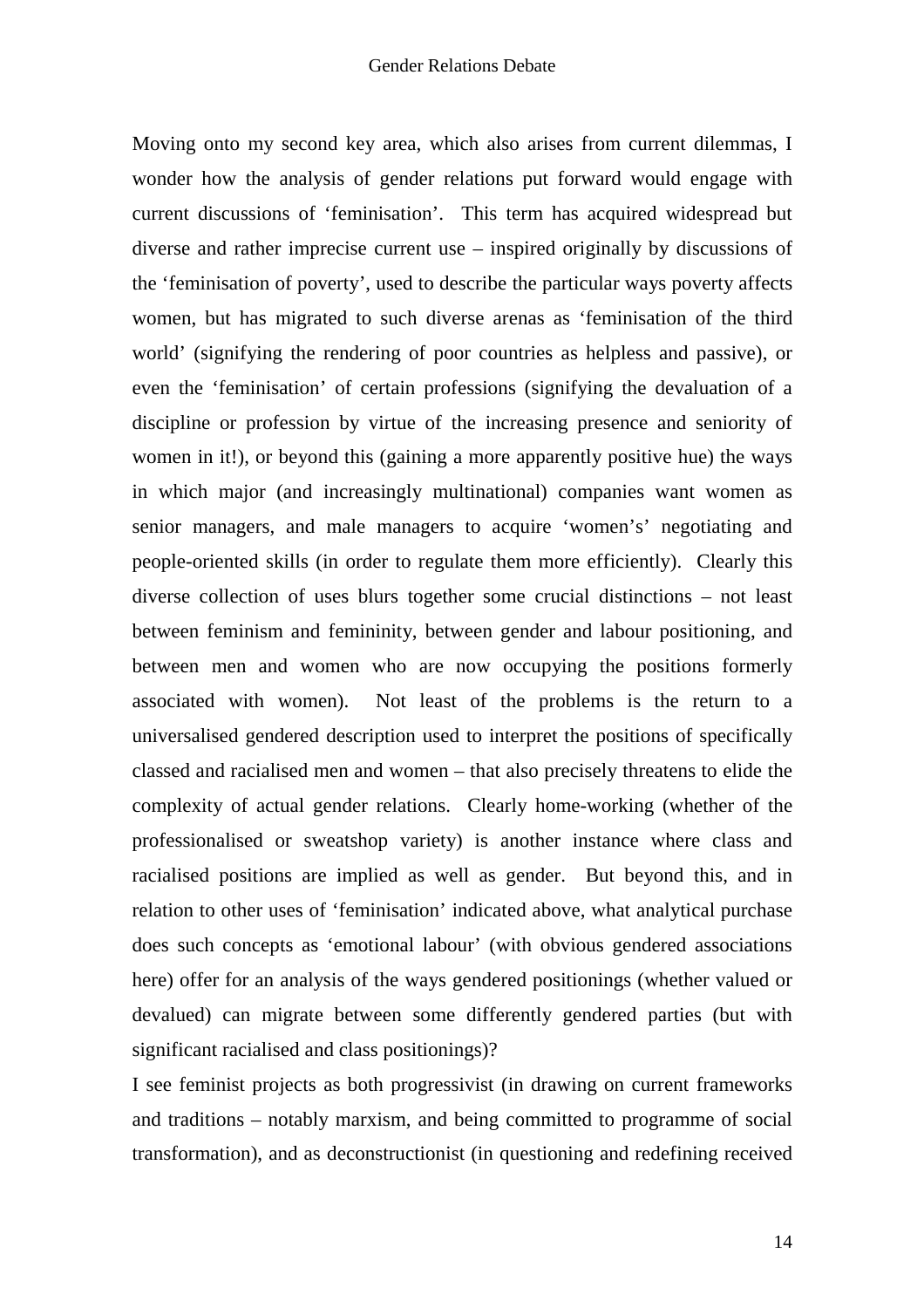Moving onto my second key area, which also arises from current dilemmas, I wonder how the analysis of gender relations put forward would engage with current discussions of 'feminisation'. This term has acquired widespread but diverse and rather imprecise current use – inspired originally by discussions of the 'feminisation of poverty', used to describe the particular ways poverty affects women, but has migrated to such diverse arenas as 'feminisation of the third world' (signifying the rendering of poor countries as helpless and passive), or even the 'feminisation' of certain professions (signifying the devaluation of a discipline or profession by virtue of the increasing presence and seniority of women in it!), or beyond this (gaining a more apparently positive hue) the ways in which major (and increasingly multinational) companies want women as senior managers, and male managers to acquire 'women's' negotiating and people-oriented skills (in order to regulate them more efficiently). Clearly this diverse collection of uses blurs together some crucial distinctions – not least between feminism and femininity, between gender and labour positioning, and between men and women who are now occupying the positions formerly associated with women). Not least of the problems is the return to a universalised gendered description used to interpret the positions of specifically classed and racialised men and women – that also precisely threatens to elide the complexity of actual gender relations. Clearly home-working (whether of the professionalised or sweatshop variety) is another instance where class and racialised positions are implied as well as gender. But beyond this, and in relation to other uses of 'feminisation' indicated above, what analytical purchase does such concepts as 'emotional labour' (with obvious gendered associations here) offer for an analysis of the ways gendered positionings (whether valued or devalued) can migrate between some differently gendered parties (but with significant racialised and class positionings)?

I see feminist projects as both progressivist (in drawing on current frameworks and traditions – notably marxism, and being committed to programme of social transformation), and as deconstructionist (in questioning and redefining received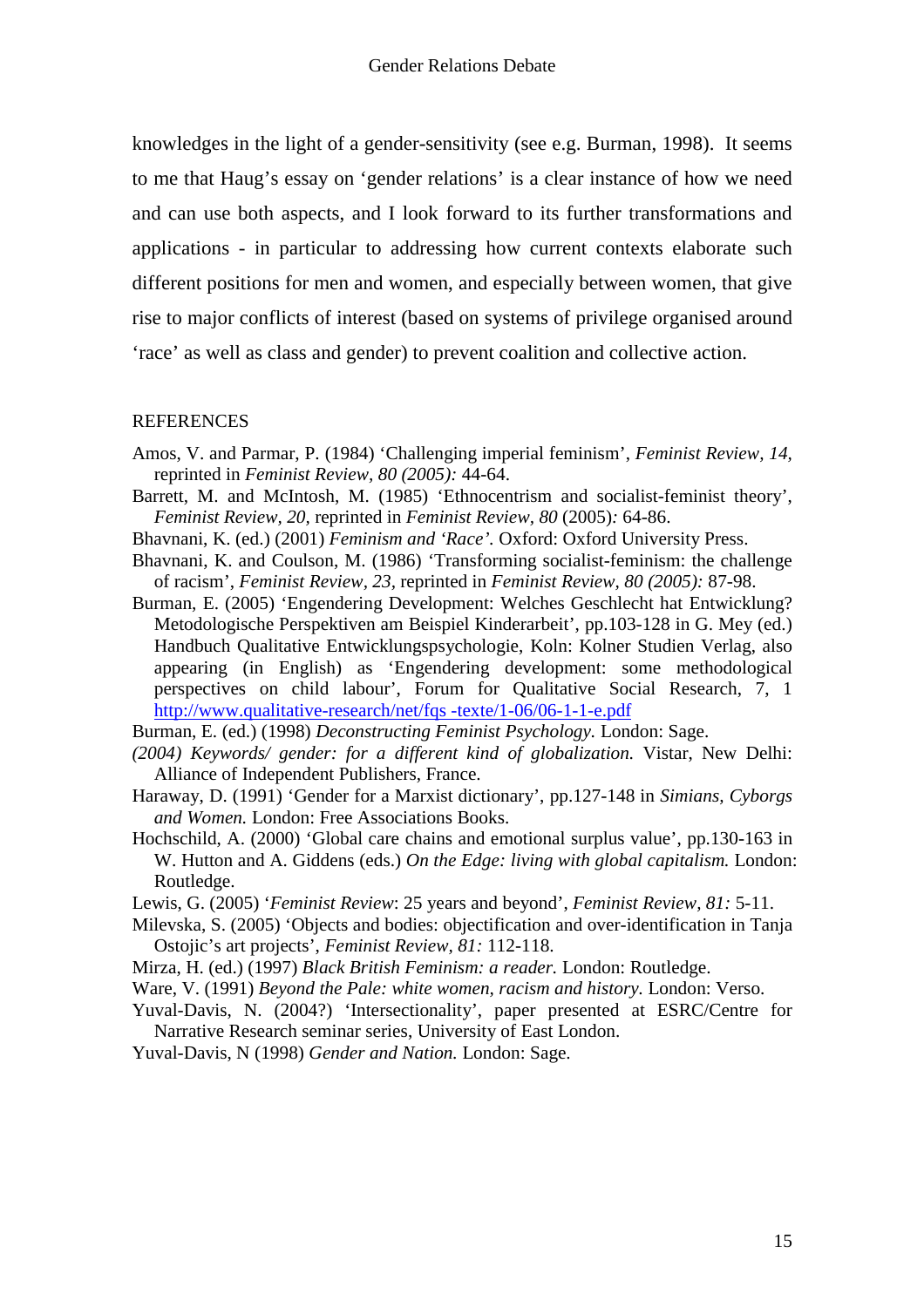knowledges in the light of a gender-sensitivity (see e.g. Burman, 1998). It seems to me that Haug's essay on 'gender relations' is a clear instance of how we need and can use both aspects, and I look forward to its further transformations and applications - in particular to addressing how current contexts elaborate such different positions for men and women, and especially between women, that give rise to major conflicts of interest (based on systems of privilege organised around 'race' as well as class and gender) to prevent coalition and collective action.

REFERENCES

Amos, V. and Parmar, P. (1984) 'Challenging imperial feminism', *Feminist Review, 14*, reprinted in *Feminist Review, 80 (2005):* 44-64.

Barrett, M. and McIntosh, M. (1985) 'Ethnocentrism and socialist-feminist theory', *Feminist Review, 20*, reprinted in *Feminist Review, 80* (2005)*:* 64-86.

Bhavnani, K. (ed.) (2001) *Feminism and 'Race'.* Oxford: Oxford University Press.

Bhavnani, K. and Coulson, M. (1986) 'Transforming socialist-feminism: the challenge of racism', *Feminist Review, 23*, reprinted in *Feminist Review, 80 (2005):* 87-98.

Burman, E. (2005) 'Engendering Development: Welches Geschlecht hat Entwicklung? Metodologische Perspektiven am Beispiel Kinderarbeit', pp.103-128 in G. Mey (ed.) Handbuch Qualitative Entwicklungspsychologie, Koln: Kolner Studien Verlag, also appearing (in English) as 'Engendering development: some methodological perspectives on child labour', Forum for Qualitative Social Research, 7, 1 http://www.qualitative-research/net/fqs -texte/1-06/06-1-1-e.pdf

Burman, E. (ed.) (1998) *Deconstructing Feminist Psychology.* London: Sage.

*(2004) Keywords/ gender: for a different kind of globalization.* Vistar, New Delhi: Alliance of Independent Publishers, France.

Haraway, D. (1991) 'Gender for a Marxist dictionary', pp.127-148 in *Simians, Cyborgs and Women.* London: Free Associations Books.

Hochschild, A. (2000) 'Global care chains and emotional surplus value', pp.130-163 in W. Hutton and A. Giddens (eds.) *On the Edge: living with global capitalism.* London: Routledge.

Lewis, G. (2005) '*Feminist Review*: 25 years and beyond', *Feminist Review, 81:* 5-11.

Milevska, S. (2005) 'Objects and bodies: objectification and over-identification in Tanja Ostojic's art projects', *Feminist Review, 81:* 112-118.

Mirza, H. (ed.) (1997) *Black British Feminism: a reader.* London: Routledge.

Ware, V. (1991) *Beyond the Pale: white women, racism and history.* London: Verso.

Yuval-Davis, N. (2004?) 'Intersectionality', paper presented at ESRC/Centre for Narrative Research seminar series, University of East London.

Yuval-Davis, N (1998) *Gender and Nation.* London: Sage.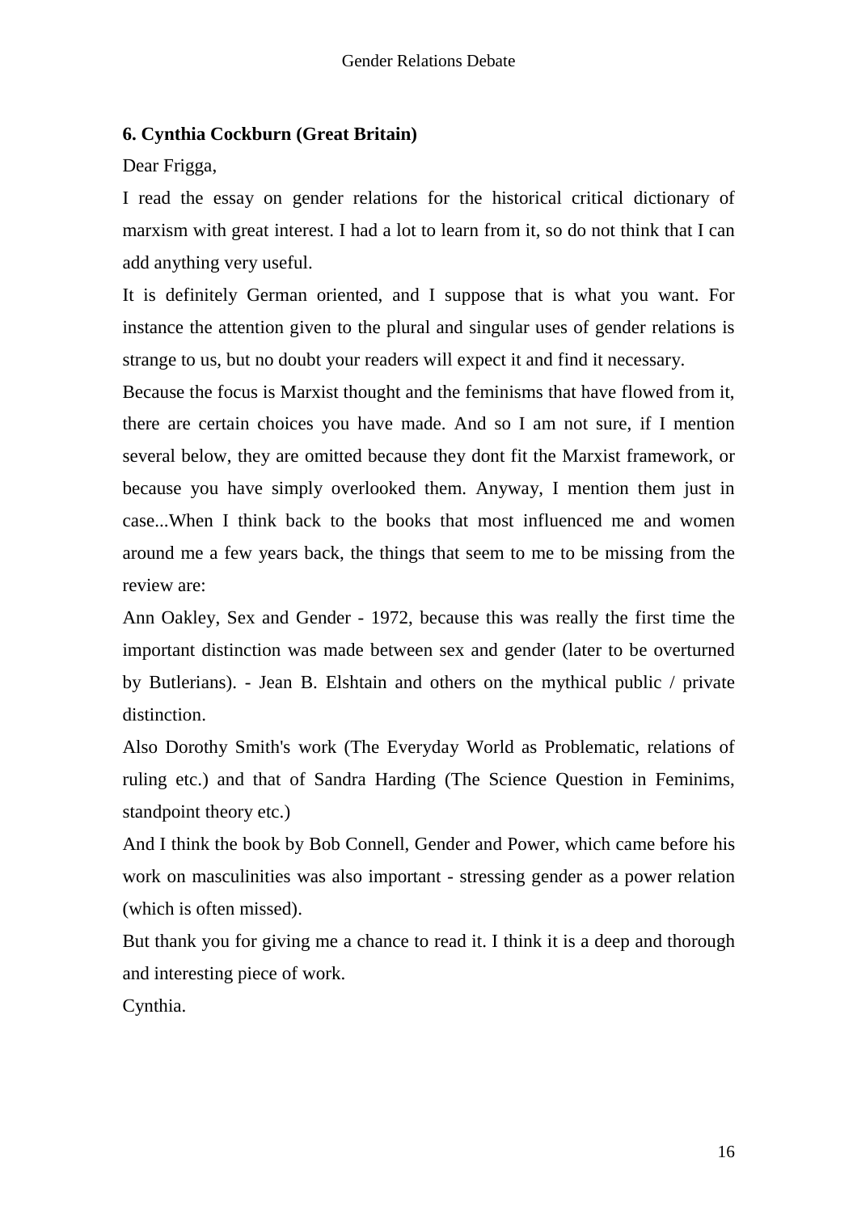### 6. Cynthia Cockburn (Great Britain)

Dear Frigga,

I read the essay on gender relations for the historical critical dictionary of marxism with great interest. I had a lot to learn from it, so do not think that I can add anything very useful.

It is definitely German oriented, and I suppose that is what you want. For instance the attention given to the plural and singular uses of gender relations is strange to us, but no doubt your readers will expect it and find it necessary.

Because the focus is Marxist thought and the feminisms that have flowed from it, there are certain choices you have made. And so I am not sure, if I mention several below, they are omitted because they dont fit the Marxist framework, or because you have simply overlooked them. Anyway, I mention them just in case...When I think back to the books that most influenced me and women around me a few years back, the things that seem to me to be missing from the review are:

Ann Oakley, Sex and Gender - 1972, because this was really the first time the important distinction was made between sex and gender (later to be overturned by Butlerians). - Jean B. Elshtain and others on the mythical public / private distinction.

Also Dorothy Smith's work (The Everyday World as Problematic, relations of ruling etc.) and that of Sandra Harding (The Science Question in Feminims, standpoint theory etc.)

And I think the book by Bob Connell, Gender and Power, which came before his work on masculinities was also important - stressing gender as a power relation (which is often missed).

But thank you for giving me a chance to read it. I think it is a deep and thorough and interesting piece of work.

Cynthia.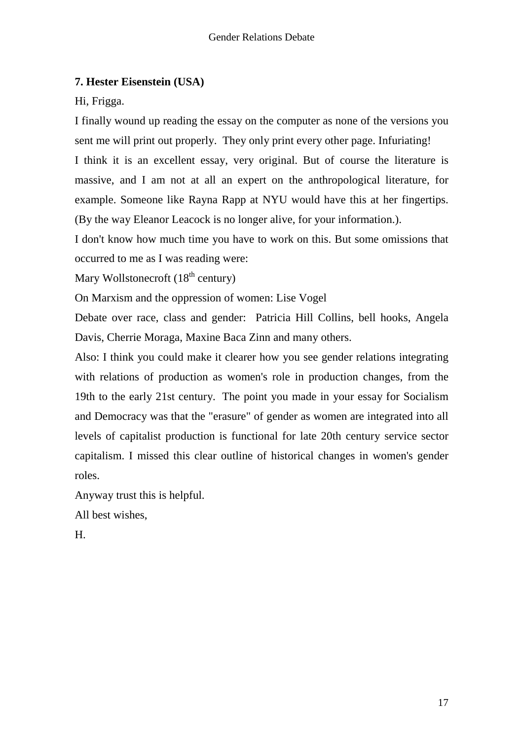### 7. Hester Eisenstein (USA)

Hi, Frigga.

I finally wound up reading the essay on the computer as none of the versions you sent me will print out properly. They only print every other page. Infuriating!

I think it is an excellent essay, very original. But of course the literature is massive, and I am not at all an expert on the anthropological literature, for example. Someone like Rayna Rapp at NYU would have this at her fingertips. (By the way Eleanor Leacock is no longer alive, for your information.).

I don't know how much time you have to work on this. But some omissions that occurred to me as I was reading were:

Mary Wollstonecroft (18th century)

On Marxism and the oppression of women: Lise Vogel

Debate over race, class and gender: Patricia Hill Collins, bell hooks, Angela Davis, Cherrie Moraga, Maxine Baca Zinn and many others.

Also: I think you could make it clearer how you see gender relations integrating with relations of production as women's role in production changes, from the 19th to the early 21st century. The point you made in your essay for Socialism and Democracy was that the "erasure" of gender as women are integrated into all levels of capitalist production is functional for late 20th century service sector capitalism. I missed this clear outline of historical changes in women's gender roles.

Anyway trust this is helpful.

All best wishes,

H.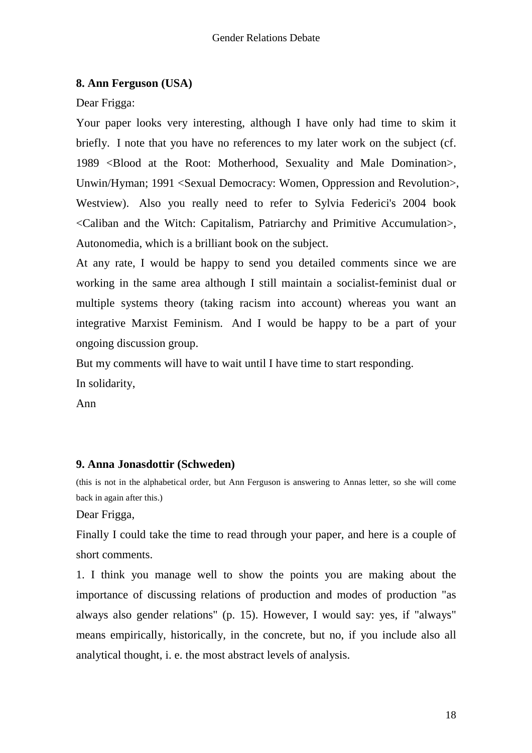### 8. Ann Ferguson (USA)

Dear Frigga:

Your paper looks very interesting, although I have only had time to skim it briefly. I note that you have no references to my later work on the subject (cf. 1989 <Blood at the Root: Motherhood, Sexuality and Male Domination>, Unwin/Hyman; 1991 <Sexual Democracy: Women, Oppression and Revolution>, Westview). Also you really need to refer to Sylvia Federici's 2004 book <Caliban and the Witch: Capitalism, Patriarchy and Primitive Accumulation>, Autonomedia, which is a brilliant book on the subject.

At any rate, I would be happy to send you detailed comments since we are working in the same area although I still maintain a socialist-feminist dual or multiple systems theory (taking racism into account) whereas you want an integrative Marxist Feminism. And I would be happy to be a part of your ongoing discussion group.

But my comments will have to wait until I have time to start responding.

In solidarity,

Ann

### 9. Anna Jonasdottir (Schweden)

(this is not in the alphabetical order, but Ann Ferguson is answering to Annas letter, so she will come back in again after this.)

Dear Frigga,

Finally I could take the time to read through your paper, and here is a couple of short comments.

1. I think you manage well to show the points you are making about the importance of discussing relations of production and modes of production "as always also gender relations" (p. 15). However, I would say: yes, if "always" means empirically, historically, in the concrete, but no, if you include also all analytical thought, i. e. the most abstract levels of analysis.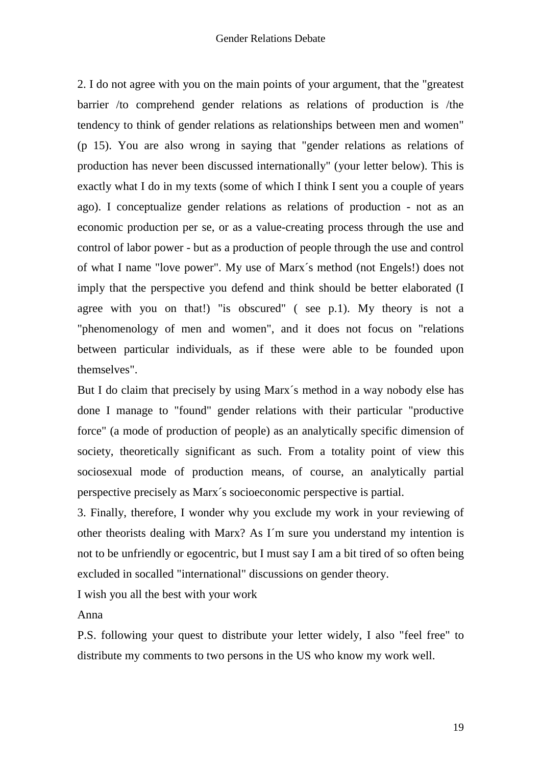2. I do not agree with you on the main points of your argument, that the "greatest barrier /to comprehend gender relations as relations of production is /the tendency to think of gender relations as relationships between men and women" (p 15). You are also wrong in saying that "gender relations as relations of production has never been discussed internationally" (your letter below). This is exactly what I do in my texts (some of which I think I sent you a couple of years ago). I conceptualize gender relations as relations of production - not as an economic production per se, or as a value-creating process through the use and control of labor power - but as a production of people through the use and control of what I name "love power". My use of Marx´s method (not Engels!) does not imply that the perspective you defend and think should be better elaborated (I agree with you on that!) "is obscured" ( see p.1). My theory is not a "phenomenology of men and women", and it does not focus on "relations between particular individuals, as if these were able to be founded upon themselves".

But I do claim that precisely by using Marx´s method in a way nobody else has done I manage to "found" gender relations with their particular "productive force" (a mode of production of people) as an analytically specific dimension of society, theoretically significant as such. From a totality point of view this sociosexual mode of production means, of course, an analytically partial perspective precisely as Marx´s socioeconomic perspective is partial.

3. Finally, therefore, I wonder why you exclude my work in your reviewing of other theorists dealing with Marx? As I´m sure you understand my intention is not to be unfriendly or egocentric, but I must say I am a bit tired of so often being excluded in socalled "international" discussions on gender theory.

I wish you all the best with your work

Anna

P.S. following your quest to distribute your letter widely, I also "feel free" to distribute my comments to two persons in the US who know my work well.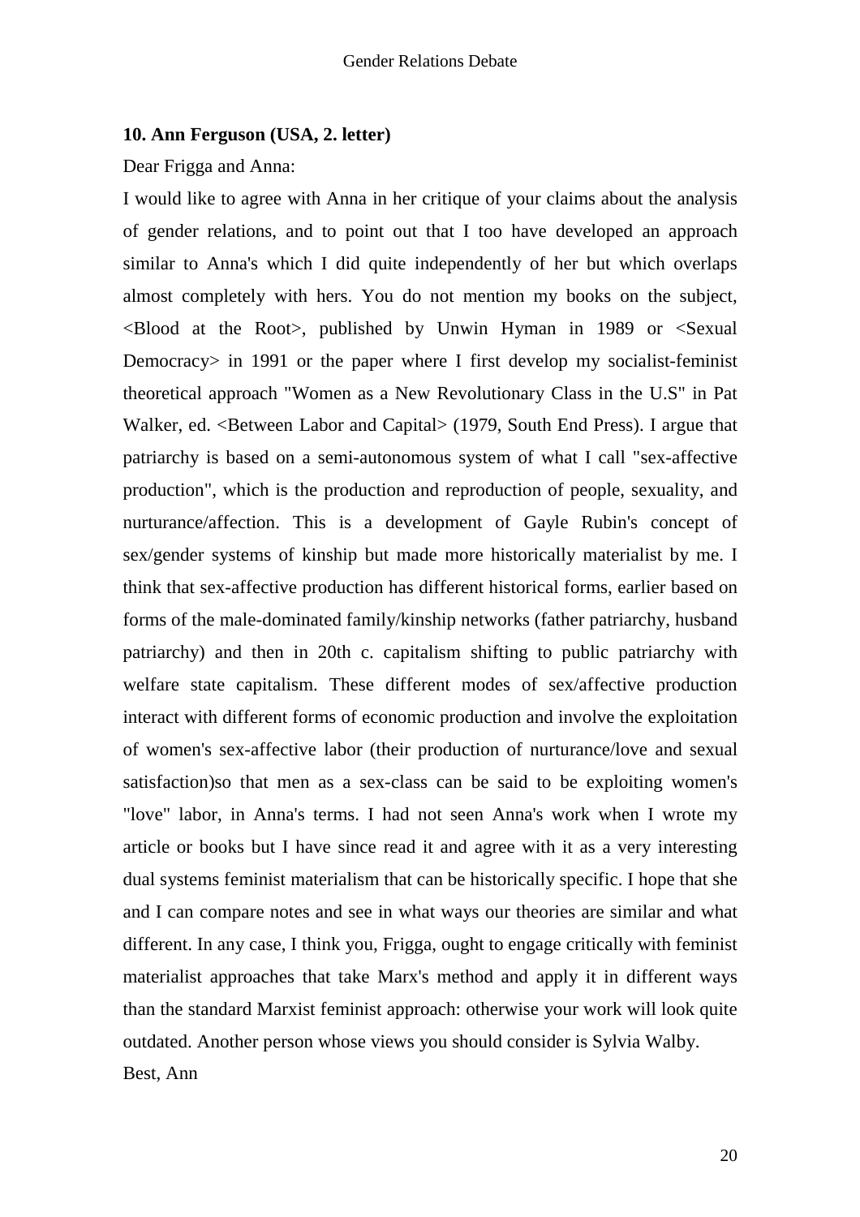### 10. Ann Ferguson (USA, 2. letter)

Dear Frigga and Anna:

I would like to agree with Anna in her critique of your claims about the analysis of gender relations, and to point out that I too have developed an approach similar to Anna's which I did quite independently of her but which overlaps almost completely with hers. You do not mention my books on the subject, <Blood at the Root>, published by Unwin Hyman in 1989 or <Sexual Democracy> in 1991 or the paper where I first develop my socialist-feminist theoretical approach "Women as a New Revolutionary Class in the U.S" in Pat Walker, ed. <Between Labor and Capital> (1979, South End Press). I argue that patriarchy is based on a semi-autonomous system of what I call "sex-affective production", which is the production and reproduction of people, sexuality, and nurturance/affection. This is a development of Gayle Rubin's concept of sex/gender systems of kinship but made more historically materialist by me. I think that sex-affective production has different historical forms, earlier based on forms of the male-dominated family/kinship networks (father patriarchy, husband patriarchy) and then in 20th c. capitalism shifting to public patriarchy with welfare state capitalism. These different modes of sex/affective production interact with different forms of economic production and involve the exploitation of women's sex-affective labor (their production of nurturance/love and sexual satisfaction)so that men as a sex-class can be said to be exploiting women's "love" labor, in Anna's terms. I had not seen Anna's work when I wrote my article or books but I have since read it and agree with it as a very interesting dual systems feminist materialism that can be historically specific. I hope that she and I can compare notes and see in what ways our theories are similar and what different. In any case, I think you, Frigga, ought to engage critically with feminist materialist approaches that take Marx's method and apply it in different ways than the standard Marxist feminist approach: otherwise your work will look quite outdated. Another person whose views you should consider is Sylvia Walby.

Best, Ann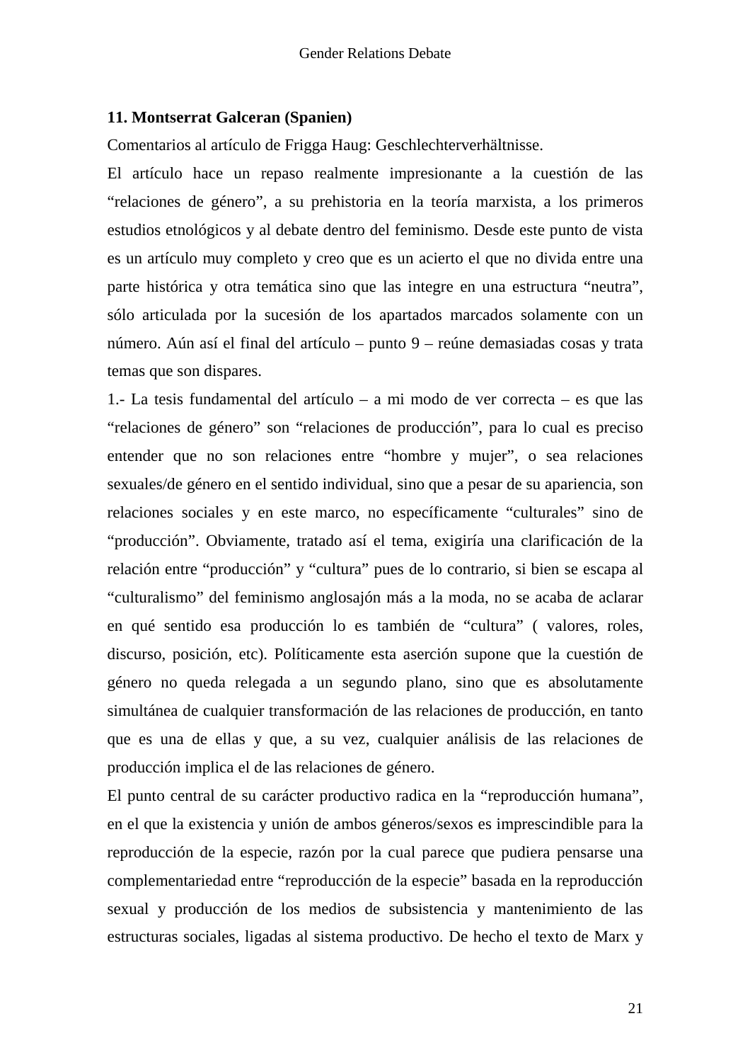**11. Montserrat Galceran (Spanien)**

Comentarios al artículo de Frigga Haug: Geschlechterverhältnisse.

El artículo hace un repaso realmente impresionante a la cuestión de las "relaciones de género", a su prehistoria en la teoría marxista, a los primeros estudios etnológicos y al debate dentro del feminismo. Desde este punto de vista es un artículo muy completo y creo que es un acierto el que no divida entre una parte histórica y otra temática sino que las integre en una estructura "neutra", sólo articulada por la sucesión de los apartados marcados solamente con un número. Aún así el final del artículo – punto 9 – reúne demasiadas cosas y trata temas que son dispares.

1.- La tesis fundamental del artículo – a mi modo de ver correcta – es que las "relaciones de género" son "relaciones de producción", para lo cual es preciso entender que no son relaciones entre "hombre y mujer", o sea relaciones sexuales/de género en el sentido individual, sino que a pesar de su apariencia, son relaciones sociales y en este marco, no específicamente "culturales" sino de "producción". Obviamente, tratado así el tema, exigiría una clarificación de la relación entre "producción" y "cultura" pues de lo contrario, si bien se escapa al "culturalismo" del feminismo anglosajón más a la moda, no se acaba de aclarar en qué sentido esa producción lo es también de "cultura" ( valores, roles, discurso, posición, etc). Políticamente esta aserción supone que la cuestión de género no queda relegada a un segundo plano, sino que es absolutamente simultánea de cualquier transformación de las relaciones de producción, en tanto que es una de ellas y que, a su vez, cualquier análisis de las relaciones de producción implica el de las relaciones de género.

El punto central de su carácter productivo radica en la "reproducción humana", en el que la existencia y unión de ambos géneros/sexos es imprescindible para la reproducción de la especie, razón por la cual parece que pudiera pensarse una complementariedad entre "reproducción de la especie" basada en la reproducción sexual y producción de los medios de subsistencia y mantenimiento de las estructuras sociales, ligadas al sistema productivo. De hecho el texto de Marx y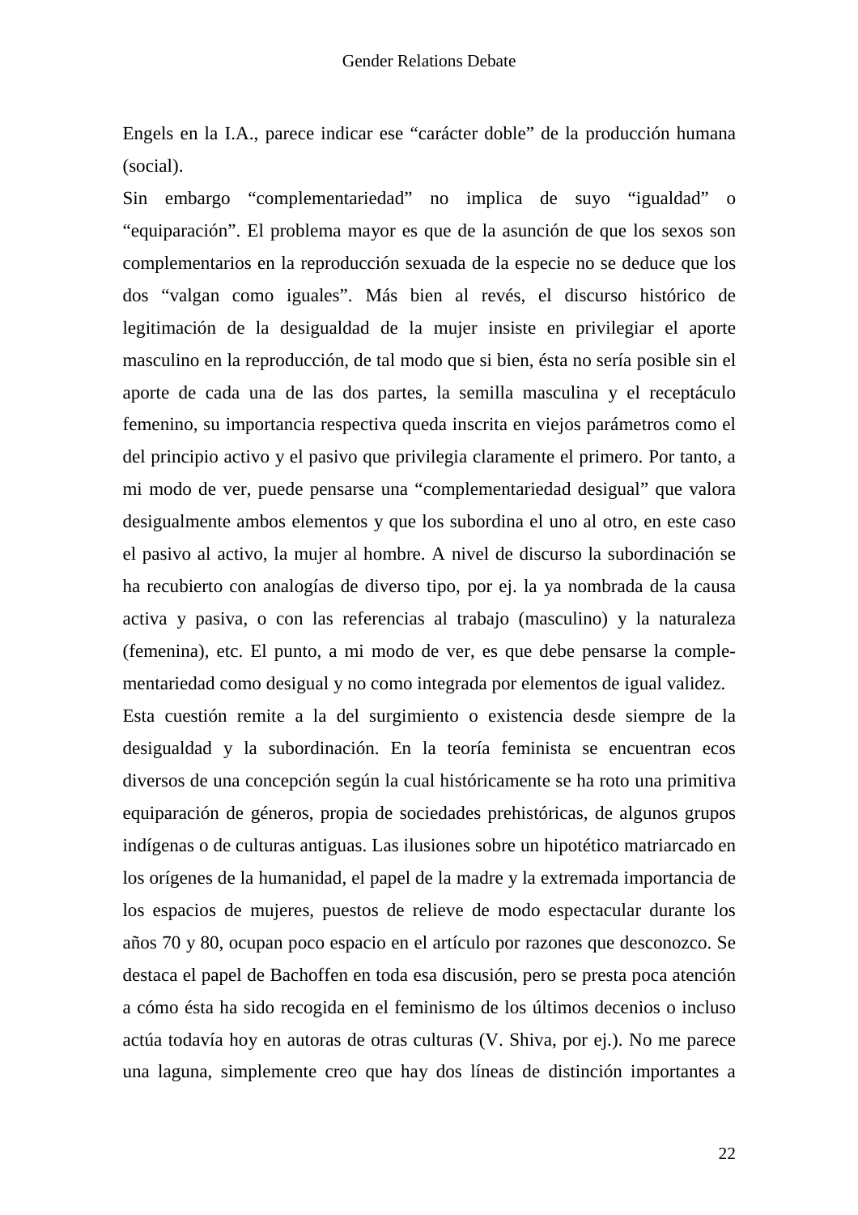Engels en la I.A., parece indicar ese "carácter doble" de la producción humana (social).

Sin embargo "complementariedad" no implica de suyo "igualdad" o "equiparación". El problema mayor es que de la asunción de que los sexos son complementarios en la reproducción sexuada de la especie no se deduce que los dos "valgan como iguales". Más bien al revés, el discurso histórico de legitimación de la desigualdad de la mujer insiste en privilegiar el aporte masculino en la reproducción, de tal modo que si bien, ésta no sería posible sin el aporte de cada una de las dos partes, la semilla masculina y el receptáculo femenino, su importancia respectiva queda inscrita en viejos parámetros como el del principio activo y el pasivo que privilegia claramente el primero. Por tanto, a mi modo de ver, puede pensarse una "complementariedad desigual" que valora desigualmente ambos elementos y que los subordina el uno al otro, en este caso el pasivo al activo, la mujer al hombre. A nivel de discurso la subordinación se ha recubierto con analogías de diverso tipo, por ej. la ya nombrada de la causa activa y pasiva, o con las referencias al trabajo (masculino) y la naturaleza (femenina), etc. El punto, a mi modo de ver, es que debe pensarse la complementariedad como desigual y no como integrada por elementos de igual validez.

Esta cuestión remite a la del surgimiento o existencia desde siempre de la desigualdad y la subordinación. En la teoría feminista se encuentran ecos diversos de una concepción según la cual históricamente se ha roto una primitiva equiparación de géneros, propia de sociedades prehistóricas, de algunos grupos indígenas o de culturas antiguas. Las ilusiones sobre un hipotético matriarcado en los orígenes de la humanidad, el papel de la madre y la extremada importancia de los espacios de mujeres, puestos de relieve de modo espectacular durante los años 70 y 80, ocupan poco espacio en el artículo por razones que desconozco. Se destaca el papel de Bachoffen en toda esa discusión, pero se presta poca atención a cómo ésta ha sido recogida en el feminismo de los últimos decenios o incluso actúa todavía hoy en autoras de otras culturas (V. Shiva, por ej.). No me parece una laguna, simplemente creo que hay dos líneas de distinción importantes a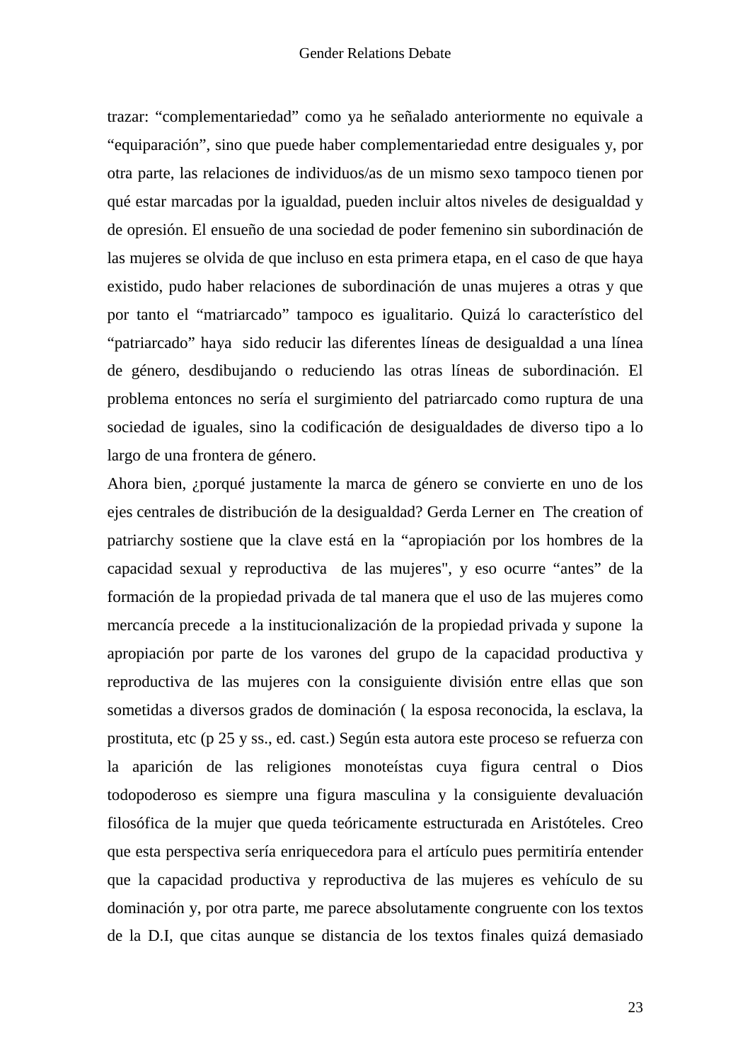trazar: “complementariedad” como ya he señalado anteriormente no equivale a “equiparación”, sino que puede haber complementariedad entre desiguales y, por otra parte, las relaciones de individuos/as de un mismo sexo tampoco tienen por qué estar marcadas por la igualdad, pueden incluir altos niveles de desigualdad y de opresión. El ensueño de una sociedad de poder femenino sin subordinación de las mujeres se olvida de que incluso en esta primera etapa, en el caso de que haya existido, pudo haber relaciones de subordinación de unas mujeres a otras y que por tanto el “matriarcado” tampoco es igualitario. Quizá lo característico del “patriarcado” haya sido reducir las diferentes líneas de desigualdad a una línea de género, desdibujando o reduciendo las otras líneas de subordinación. El problema entonces no sería el surgimiento del patriarcado como ruptura de una sociedad de iguales, sino la codificación de desigualdades de diverso tipo a lo largo de una frontera de género.

Ahora bien, ¿porqué justamente la marca de género se convierte en uno de los ejes centrales de distribución de la desigualdad? Gerda Lerner en The creation of patriarchy sostiene que la clave está en la “apropiación por los hombres de la capacidad sexual y reproductiva de las mujeres", y eso ocurre “antes” de la formación de la propiedad privada de tal manera que el uso de las mujeres como mercancía precede a la institucionalización de la propiedad privada y supone la apropiación por parte de los varones del grupo de la capacidad productiva y reproductiva de las mujeres con la consiguiente división entre ellas que son sometidas a diversos grados de dominación ( la esposa reconocida, la esclava, la prostituta, etc (p 25 y ss., ed. cast.) Según esta autora este proceso se refuerza con la aparición de las religiones monoteístas cuya figura central o Dios todopoderoso es siempre una figura masculina y la consiguiente devaluación filosófica de la mujer que queda teóricamente estructurada en Aristóteles. Creo que esta perspectiva sería enriquecedora para el artículo pues permitiría entender que la capacidad productiva y reproductiva de las mujeres es vehículo de su dominación y, por otra parte, me parece absolutamente congruente con los textos de la D.I, que citas aunque se distancia de los textos finales quizá demasiado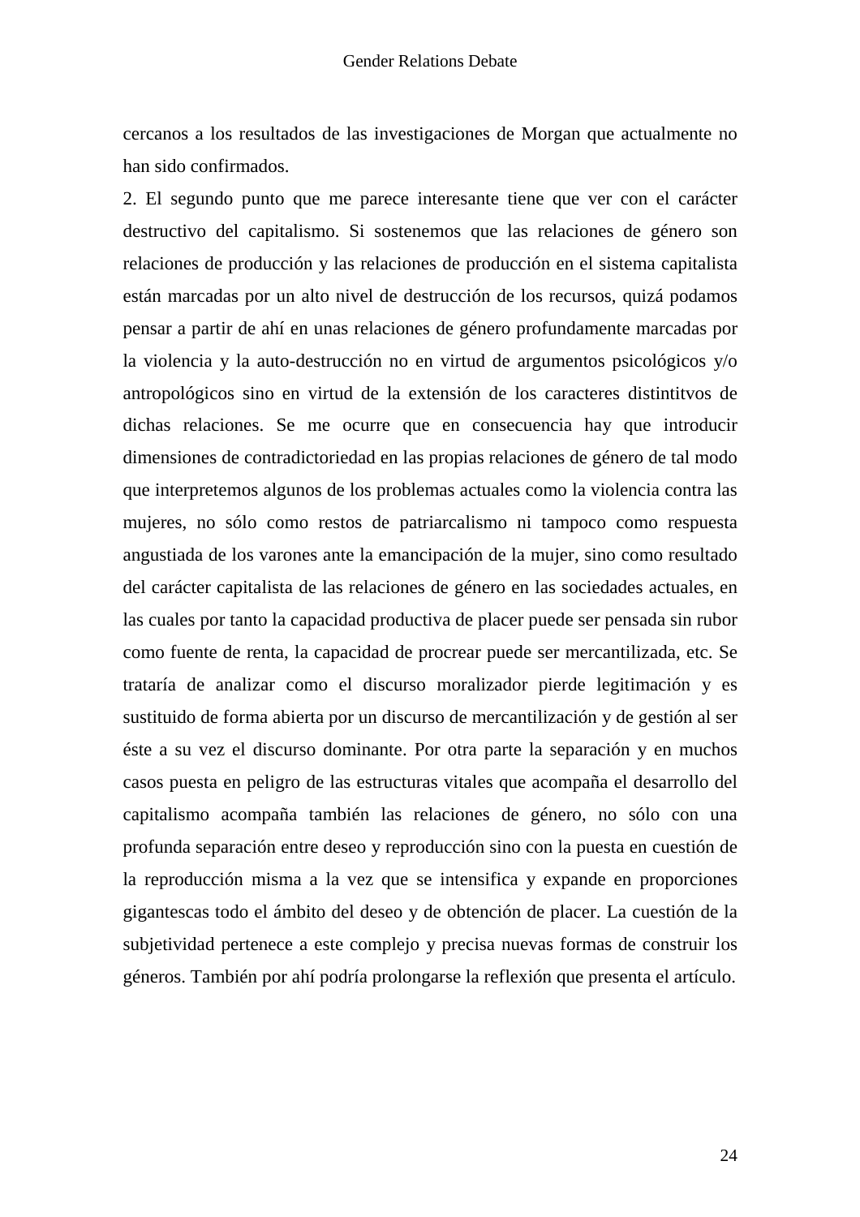cercanos a los resultados de las investigaciones de Morgan que actualmente no han sido confirmados.

2. El segundo punto que me parece interesante tiene que ver con el carácter destructivo del capitalismo. Si sostenemos que las relaciones de género son relaciones de producción y las relaciones de producción en el sistema capitalista están marcadas por un alto nivel de destrucción de los recursos, quizá podamos pensar a partir de ahí en unas relaciones de género profundamente marcadas por la violencia y la auto-destrucción no en virtud de argumentos psicológicos y/o antropológicos sino en virtud de la extensión de los caracteres distintitvos de dichas relaciones. Se me ocurre que en consecuencia hay que introducir dimensiones de contradictoriedad en las propias relaciones de género de tal modo que interpretemos algunos de los problemas actuales como la violencia contra las mujeres, no sólo como restos de patriarcalismo ni tampoco como respuesta angustiada de los varones ante la emancipación de la mujer, sino como resultado del carácter capitalista de las relaciones de género en las sociedades actuales, en las cuales por tanto la capacidad productiva de placer puede ser pensada sin rubor como fuente de renta, la capacidad de procrear puede ser mercantilizada, etc. Se trataría de analizar como el discurso moralizador pierde legitimación y es sustituido de forma abierta por un discurso de mercantilización y de gestión al ser éste a su vez el discurso dominante. Por otra parte la separación y en muchos casos puesta en peligro de las estructuras vitales que acompaña el desarrollo del capitalismo acompaña también las relaciones de género, no sólo con una profunda separación entre deseo y reproducción sino con la puesta en cuestión de la reproducción misma a la vez que se intensifica y expande en proporciones gigantescas todo el ámbito del deseo y de obtención de placer. La cuestión de la subjetividad pertenece a este complejo y precisa nuevas formas de construir los géneros. También por ahí podría prolongarse la reflexión que presenta el artículo.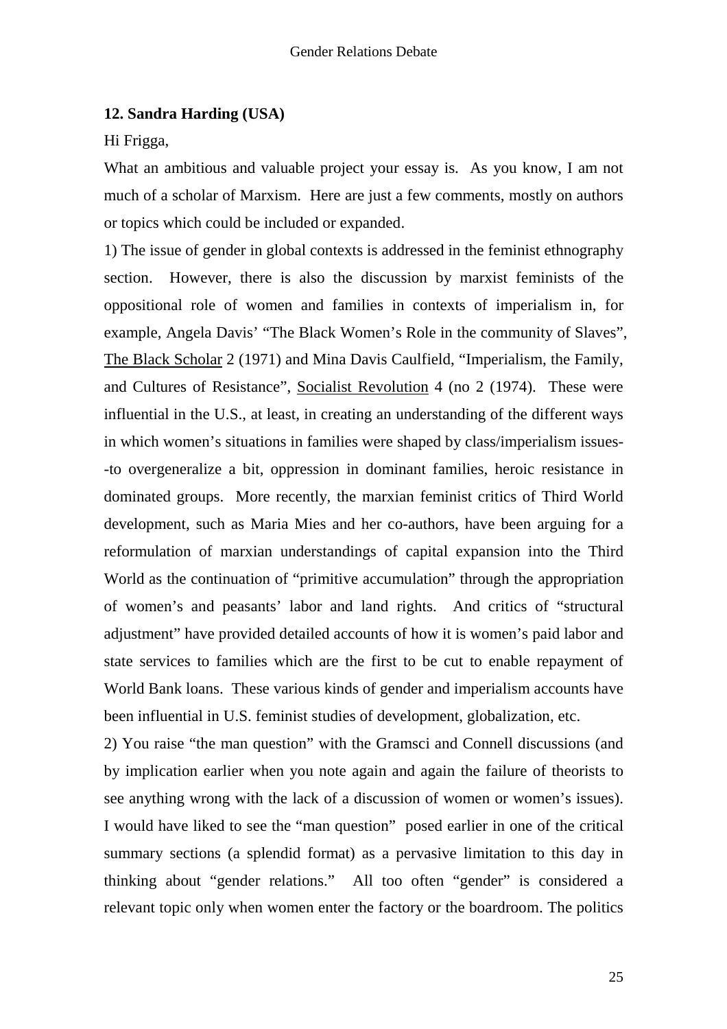### 12. Sandra Harding (USA)

Hi Frigga,

What an ambitious and valuable project your essay is. As you know, I am not much of a scholar of Marxism. Here are just a few comments, mostly on authors or topics which could be included or expanded.

1) The issue of gender in global contexts is addressed in the feminist ethnography section. However, there is also the discussion by marxist feminists of the oppositional role of women and families in contexts of imperialism in, for example, Angela Davis' "The Black Women's Role in the community of Slaves", The Black Scholar 2 (1971) and Mina Davis Caulfield, "Imperialism, the Family, and Cultures of Resistance", Socialist Revolution 4 (no 2 (1974). These were influential in the U.S., at least, in creating an understanding of the different ways in which women's situations in families were shaped by class/imperialism issues--to overgeneralize a bit, oppression in dominant families, heroic resistance in dominated groups. More recently, the marxian feminist critics of Third World development, such as Maria Mies and her co-authors, have been arguing for a reformulation of marxian understandings of capital expansion into the Third World as the continuation of "primitive accumulation" through the appropriation of women's and peasants' labor and land rights. And critics of "structural adjustment" have provided detailed accounts of how it is women's paid labor and state services to families which are the first to be cut to enable repayment of World Bank loans. These various kinds of gender and imperialism accounts have been influential in U.S. feminist studies of development, globalization, etc.

2) You raise "the man question" with the Gramsci and Connell discussions (and by implication earlier when you note again and again the failure of theorists to see anything wrong with the lack of a discussion of women or women's issues). I would have liked to see the "man question" posed earlier in one of the critical summary sections (a splendid format) as a pervasive limitation to this day in thinking about "gender relations." All too often "gender" is considered a relevant topic only when women enter the factory or the boardroom. The politics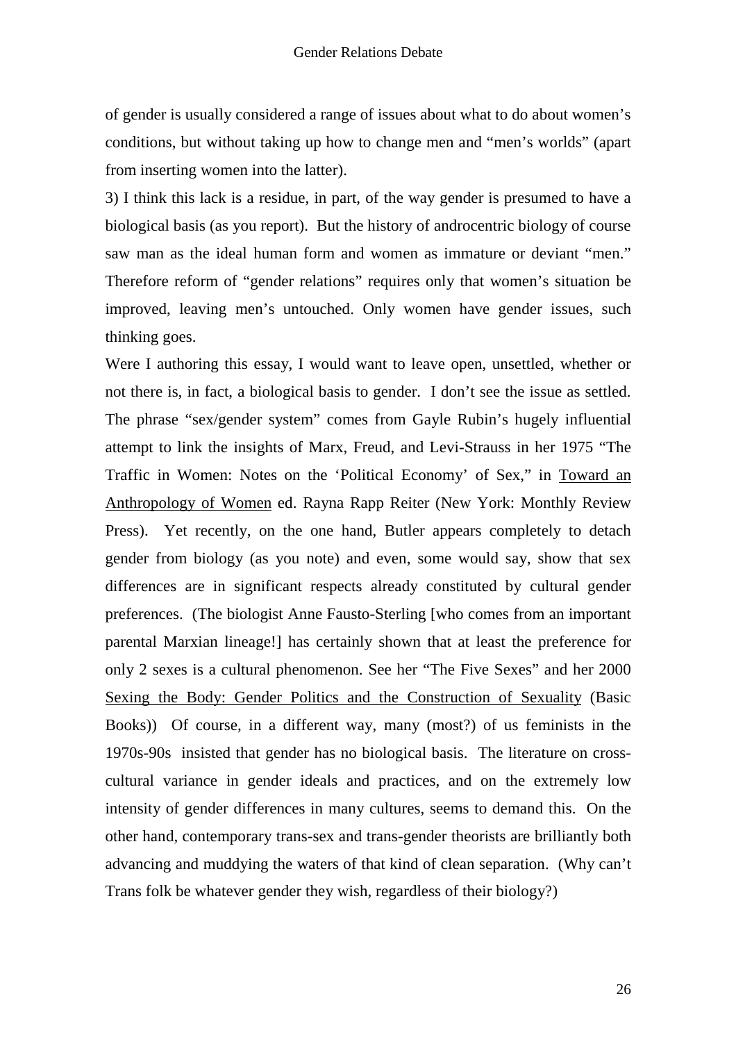of gender is usually considered a range of issues about what to do about women's conditions, but without taking up how to change men and "men's worlds" (apart from inserting women into the latter).

3) I think this lack is a residue, in part, of the way gender is presumed to have a biological basis (as you report). But the history of androcentric biology of course saw man as the ideal human form and women as immature or deviant "men." Therefore reform of "gender relations" requires only that women's situation be improved, leaving men's untouched. Only women have gender issues, such thinking goes.

Were I authoring this essay, I would want to leave open, unsettled, whether or not there is, in fact, a biological basis to gender. I don't see the issue as settled. The phrase "sex/gender system" comes from Gayle Rubin's hugely influential attempt to link the insights of Marx, Freud, and Levi-Strauss in her 1975 "The Traffic in Women: Notes on the 'Political Economy' of Sex," in Toward an Anthropology of Women ed. Rayna Rapp Reiter (New York: Monthly Review Press). Yet recently, on the one hand, Butler appears completely to detach gender from biology (as you note) and even, some would say, show that sex differences are in significant respects already constituted by cultural gender preferences. (The biologist Anne Fausto-Sterling [who comes from an important parental Marxian lineage!] has certainly shown that at least the preference for only 2 sexes is a cultural phenomenon. See her "The Five Sexes" and her 2000 Sexing the Body: Gender Politics and the Construction of Sexuality (Basic Books)) Of course, in a different way, many (most?) of us feminists in the 1970s-90s insisted that gender has no biological basis. The literature on cross-cultural variance in gender ideals and practices, and on the extremely low intensity of gender differences in many cultures, seems to demand this. On the other hand, contemporary trans-sex and trans-gender theorists are brilliantly both advancing and muddying the waters of that kind of clean separation. (Why can't Trans folk be whatever gender they wish, regardless of their biology?)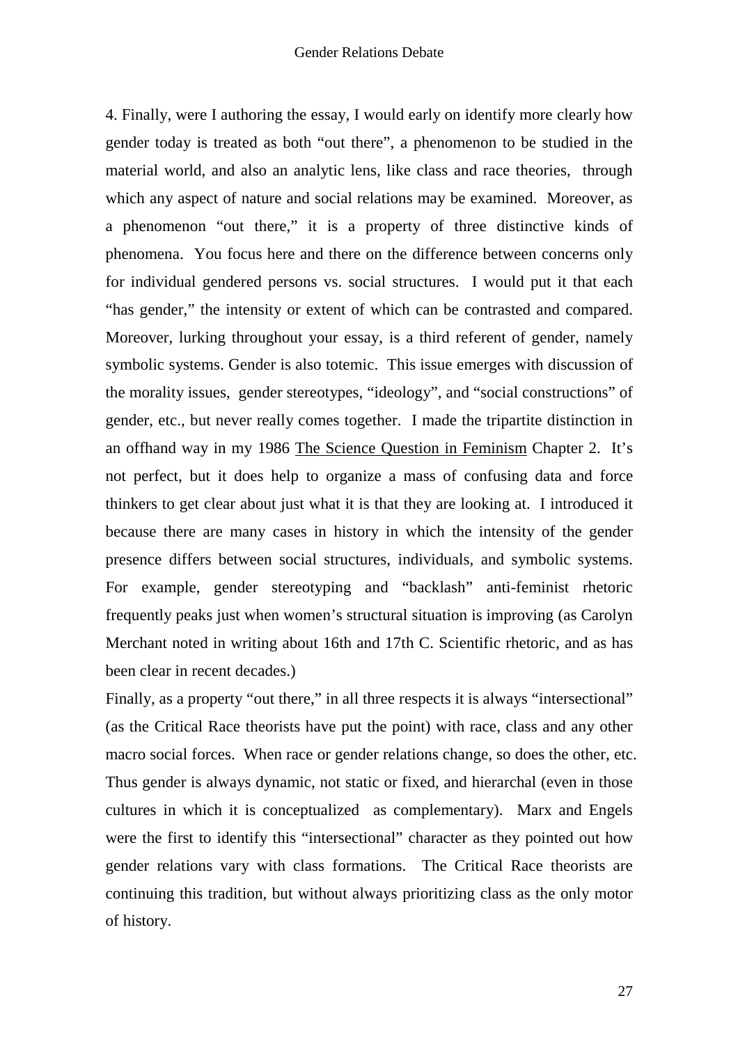4. Finally, were I authoring the essay, I would early on identify more clearly how gender today is treated as both "out there", a phenomenon to be studied in the material world, and also an analytic lens, like class and race theories, through which any aspect of nature and social relations may be examined. Moreover, as a phenomenon "out there," it is a property of three distinctive kinds of phenomena. You focus here and there on the difference between concerns only for individual gendered persons vs. social structures. I would put it that each "has gender," the intensity or extent of which can be contrasted and compared. Moreover, lurking throughout your essay, is a third referent of gender, namely symbolic systems. Gender is also totemic. This issue emerges with discussion of the morality issues, gender stereotypes, "ideology", and "social constructions" of gender, etc., but never really comes together. I made the tripartite distinction in an offhand way in my 1986 The Science Question in Feminism Chapter 2. It's not perfect, but it does help to organize a mass of confusing data and force thinkers to get clear about just what it is that they are looking at. I introduced it because there are many cases in history in which the intensity of the gender presence differs between social structures, individuals, and symbolic systems. For example, gender stereotyping and "backlash" anti-feminist rhetoric frequently peaks just when women's structural situation is improving (as Carolyn Merchant noted in writing about 16th and 17th C. Scientific rhetoric, and as has been clear in recent decades.)

Finally, as a property "out there," in all three respects it is always "intersectional" (as the Critical Race theorists have put the point) with race, class and any other macro social forces. When race or gender relations change, so does the other, etc. Thus gender is always dynamic, not static or fixed, and hierarchal (even in those cultures in which it is conceptualized as complementary). Marx and Engels were the first to identify this "intersectional" character as they pointed out how gender relations vary with class formations. The Critical Race theorists are continuing this tradition, but without always prioritizing class as the only motor of history.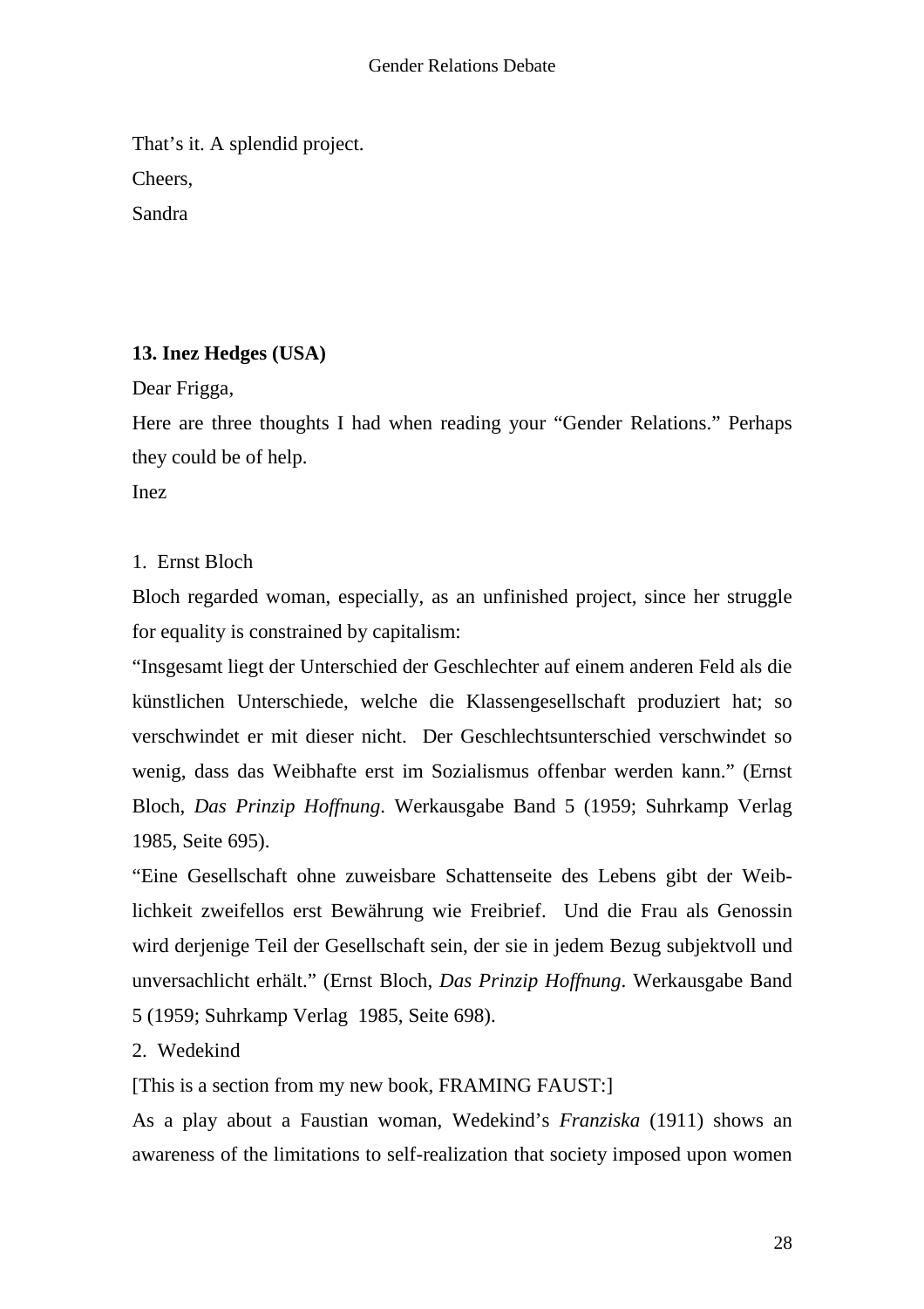That's it. A splendid project.

Cheers,

Sandra

**13. Inez Hedges (USA)**

Dear Frigga,

Here are three thoughts I had when reading your "Gender Relations." Perhaps they could be of help.

Inez

1. Ernst Bloch

Bloch regarded woman, especially, as an unfinished project, since her struggle for equality is constrained by capitalism:

"Insgesamt liegt der Unterschied der Geschlechter auf einem anderen Feld als die künstlichen Unterschiede, welche die Klassengesellschaft produziert hat; so verschwindet er mit dieser nicht. Der Geschlechtsunterschied verschwindet so wenig, dass das Weibhafte erst im Sozialismus offenbar werden kann." (Ernst Bloch, *Das Prinzip Hoffnung*. Werkausgabe Band 5 (1959; Suhrkamp Verlag 1985, Seite 695).

"Eine Gesellschaft ohne zuweisbare Schattenseite des Lebens gibt der Weiblichkeit zweifellos erst Bewährung wie Freibrief. Und die Frau als Genossin wird derjenige Teil der Gesellschaft sein, der sie in jedem Bezug subjektvoll und unversachlicht erhält." (Ernst Bloch, *Das Prinzip Hoffnung*. Werkausgabe Band 5 (1959; Suhrkamp Verlag 1985, Seite 698).

2. Wedekind

[This is a section from my new book, FRAMING FAUST:]

As a play about a Faustian woman, Wedekind's *Franziska* (1911) shows an awareness of the limitations to self-realization that society imposed upon women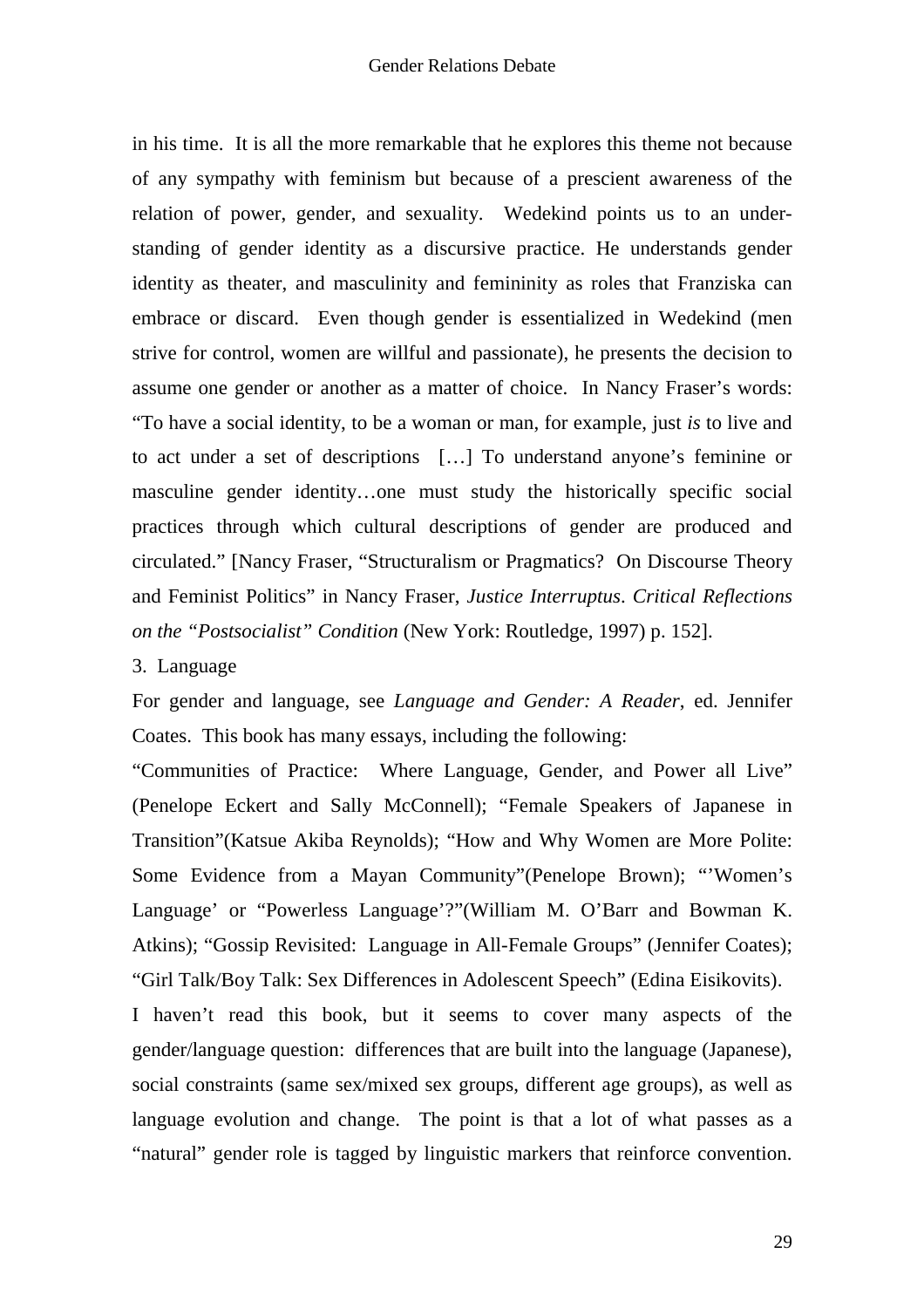in his time. It is all the more remarkable that he explores this theme not because of any sympathy with feminism but because of a prescient awareness of the relation of power, gender, and sexuality. Wedekind points us to an understanding of gender identity as a discursive practice. He understands gender identity as theater, and masculinity and femininity as roles that Franziska can embrace or discard. Even though gender is essentialized in Wedekind (men strive for control, women are willful and passionate), he presents the decision to assume one gender or another as a matter of choice. In Nancy Fraser's words: "To have a social identity, to be a woman or man, for example, just *is* to live and to act under a set of descriptions […] To understand anyone's feminine or masculine gender identity…one must study the historically specific social practices through which cultural descriptions of gender are produced and circulated." [Nancy Fraser, "Structuralism or Pragmatics? On Discourse Theory and Feminist Politics" in Nancy Fraser, *Justice Interruptus*. *Critical Reflections on the "Postsocialist" Condition* (New York: Routledge, 1997) p. 152].

3. Language

For gender and language, see *Language and Gender: A Reader*, ed. Jennifer Coates. This book has many essays, including the following:

"Communities of Practice: Where Language, Gender, and Power all Live" (Penelope Eckert and Sally McConnell); "Female Speakers of Japanese in Transition"(Katsue Akiba Reynolds); "How and Why Women are More Polite: Some Evidence from a Mayan Community"(Penelope Brown); "'Women's Language' or "Powerless Language'?"(William M. O'Barr and Bowman K. Atkins); "Gossip Revisited: Language in All-Female Groups" (Jennifer Coates); "Girl Talk/Boy Talk: Sex Differences in Adolescent Speech" (Edina Eisikovits).

I haven't read this book, but it seems to cover many aspects of the gender/language question: differences that are built into the language (Japanese), social constraints (same sex/mixed sex groups, different age groups), as well as language evolution and change. The point is that a lot of what passes as a "natural" gender role is tagged by linguistic markers that reinforce convention.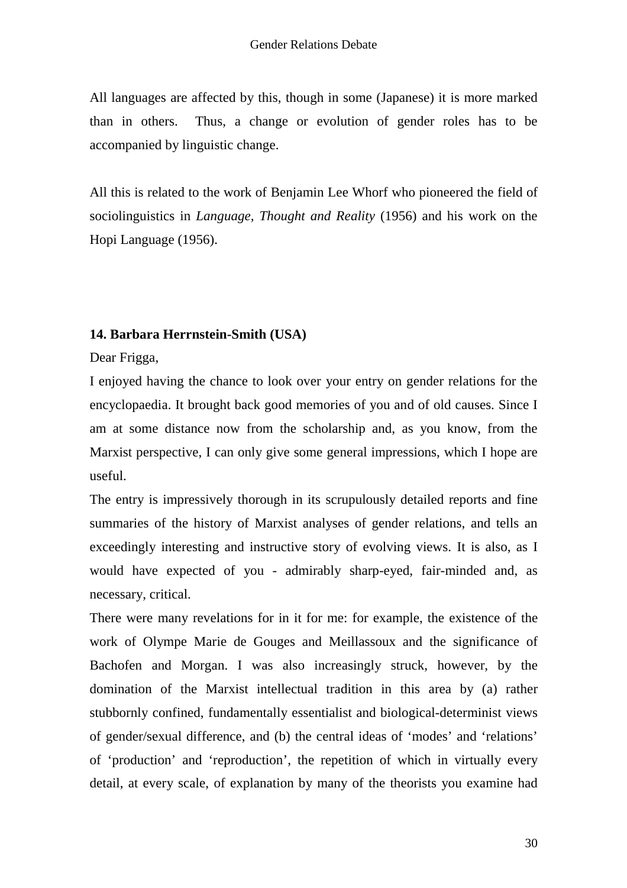All languages are affected by this, though in some (Japanese) it is more marked than in others.  Thus, a change or evolution of gender roles has to be accompanied by linguistic change.

All this is related to the work of Benjamin Lee Whorf who pioneered the field of sociolinguistics in *Language, Thought and Reality* (1956) and his work on the Hopi Language (1956).

**14. Barbara Herrnstein-Smith (USA)**

Dear Frigga,

I enjoyed having the chance to look over your entry on gender relations for the encyclopaedia. It brought back good memories of you and of old causes. Since I am at some distance now from the scholarship and, as you know, from the Marxist perspective, I can only give some general impressions, which I hope are useful.

The entry is impressively thorough in its scrupulously detailed reports and fine summaries of the history of Marxist analyses of gender relations, and tells an exceedingly interesting and instructive story of evolving views. It is also, as I would have expected of you - admirably sharp-eyed, fair-minded and, as necessary, critical.

There were many revelations for in it for me: for example, the existence of the work of Olympe Marie de Gouges and Meillassoux and the significance of Bachofen and Morgan. I was also increasingly struck, however, by the domination of the Marxist intellectual tradition in this area by (a) rather stubbornly confined, fundamentally essentialist and biological-determinist views of gender/sexual difference, and (b) the central ideas of 'modes' and 'relations' of 'production' and 'reproduction', the repetition of which in virtually every detail, at every scale, of explanation by many of the theorists you examine had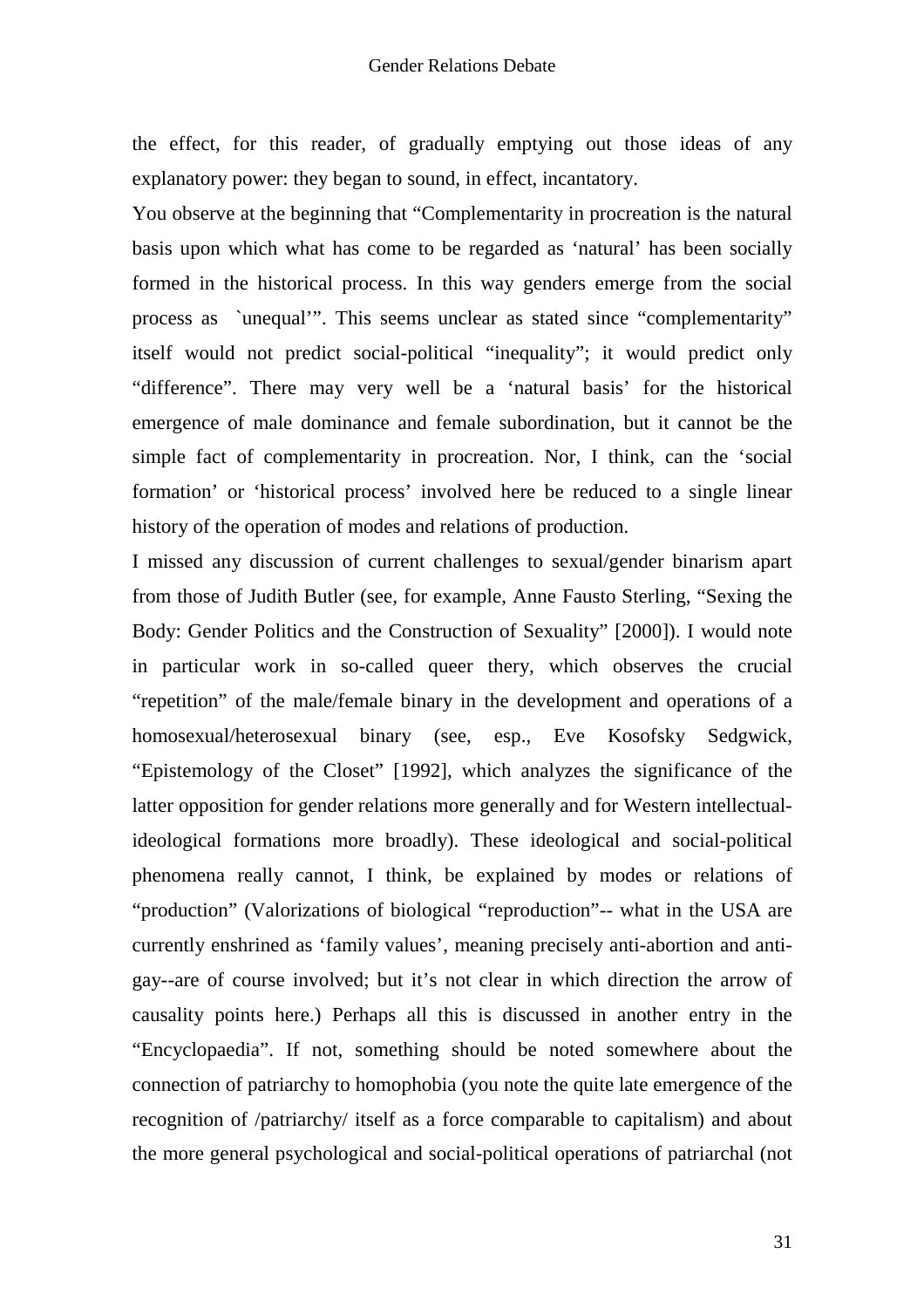the effect, for this reader, of gradually emptying out those ideas of any explanatory power: they began to sound, in effect, incantatory.

You observe at the beginning that "Complementarity in procreation is the natural basis upon which what has come to be regarded as 'natural' has been socially formed in the historical process. In this way genders emerge from the social process as `unequal'". This seems unclear as stated since "complementarity" itself would not predict social-political "inequality"; it would predict only "difference". There may very well be a 'natural basis' for the historical emergence of male dominance and female subordination, but it cannot be the simple fact of complementarity in procreation. Nor, I think, can the 'social formation' or 'historical process' involved here be reduced to a single linear history of the operation of modes and relations of production.

I missed any discussion of current challenges to sexual/gender binarism apart from those of Judith Butler (see, for example, Anne Fausto Sterling, "Sexing the Body: Gender Politics and the Construction of Sexuality" [2000]). I would note in particular work in so-called queer thery, which observes the crucial "repetition" of the male/female binary in the development and operations of a homosexual/heterosexual binary (see, esp., Eve Kosofsky Sedgwick, "Epistemology of the Closet" [1992], which analyzes the significance of the latter opposition for gender relations more generally and for Western intellectual-ideological formations more broadly). These ideological and social-political phenomena really cannot, I think, be explained by modes or relations of "production" (Valorizations of biological "reproduction"-- what in the USA are currently enshrined as 'family values', meaning precisely anti-abortion and anti-gay--are of course involved; but it's not clear in which direction the arrow of causality points here.) Perhaps all this is discussed in another entry in the "Encyclopaedia". If not, something should be noted somewhere about the connection of patriarchy to homophobia (you note the quite late emergence of the recognition of /patriarchy/ itself as a force comparable to capitalism) and about the more general psychological and social-political operations of patriarchal (not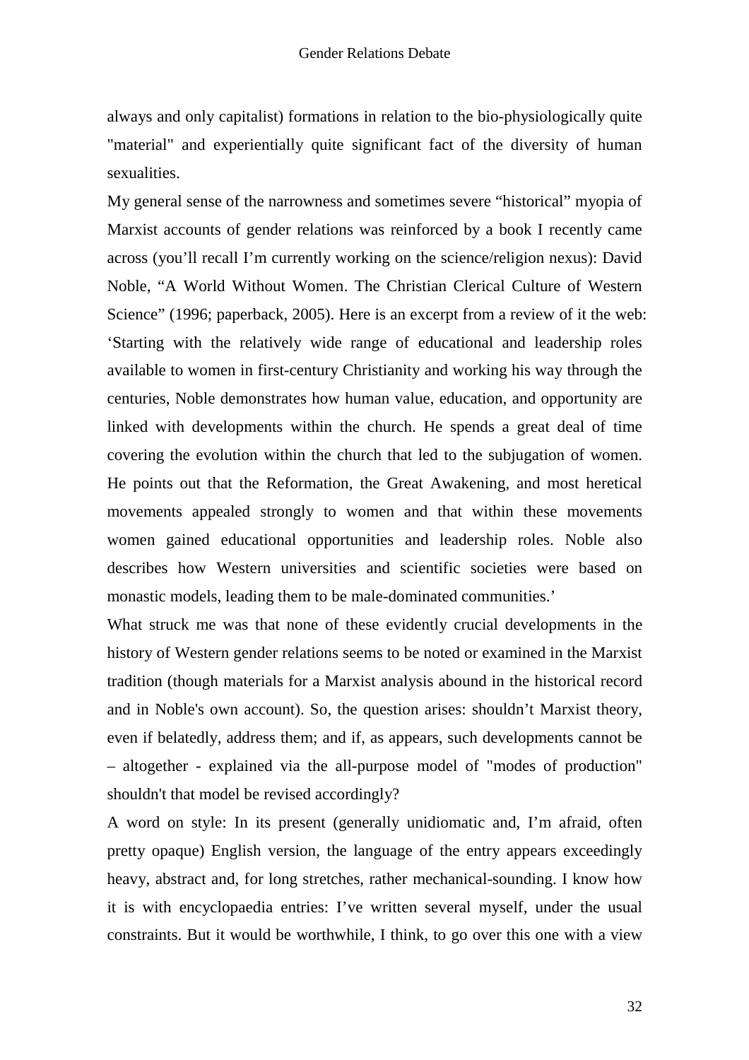always and only capitalist) formations in relation to the bio-physiologically quite "material" and experientially quite significant fact of the diversity of human sexualities.

My general sense of the narrowness and sometimes severe “historical” myopia of Marxist accounts of gender relations was reinforced by a book I recently came across (you’ll recall I’m currently working on the science/religion nexus): David Noble, “A World Without Women. The Christian Clerical Culture of Western Science” (1996; paperback, 2005). Here is an excerpt from a review of it the web: ‘Starting with the relatively wide range of educational and leadership roles available to women in first-century Christianity and working his way through the centuries, Noble demonstrates how human value, education, and opportunity are linked with developments within the church. He spends a great deal of time covering the evolution within the church that led to the subjugation of women. He points out that the Reformation, the Great Awakening, and most heretical movements appealed strongly to women and that within these movements women gained educational opportunities and leadership roles. Noble also describes how Western universities and scientific societies were based on monastic models, leading them to be male-dominated communities.’

What struck me was that none of these evidently crucial developments in the history of Western gender relations seems to be noted or examined in the Marxist tradition (though materials for a Marxist analysis abound in the historical record and in Noble's own account). So, the question arises: shouldn’t Marxist theory, even if belatedly, address them; and if, as appears, such developments cannot be – altogether - explained via the all-purpose model of "modes of production" shouldn't that model be revised accordingly?

A word on style: In its present (generally unidiomatic and, I’m afraid, often pretty opaque) English version, the language of the entry appears exceedingly heavy, abstract and, for long stretches, rather mechanical-sounding. I know how it is with encyclopaedia entries: I’ve written several myself, under the usual constraints. But it would be worthwhile, I think, to go over this one with a view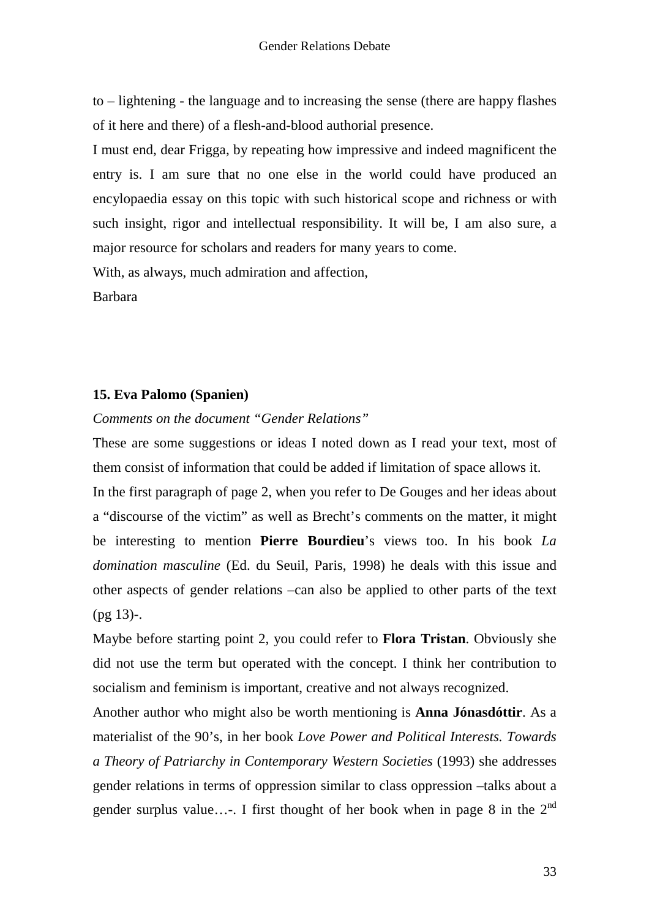to – lightening - the language and to increasing the sense (there are happy flashes of it here and there) of a flesh-and-blood authorial presence.

I must end, dear Frigga, by repeating how impressive and indeed magnificent the entry is. I am sure that no one else in the world could have produced an encylopaedia essay on this topic with such historical scope and richness or with such insight, rigor and intellectual responsibility. It will be, I am also sure, a major resource for scholars and readers for many years to come.

With, as always, much admiration and affection,

Barbara

**15. Eva Palomo (Spanien)**

*Comments on the document "Gender Relations"*

These are some suggestions or ideas I noted down as I read your text, most of them consist of information that could be added if limitation of space allows it.

In the first paragraph of page 2, when you refer to De Gouges and her ideas about a "discourse of the victim" as well as Brecht's comments on the matter, it might be interesting to mention **Pierre Bourdieu**'s views too. In his book *La domination masculine* (Ed. du Seuil, Paris, 1998) he deals with this issue and other aspects of gender relations –can also be applied to other parts of the text (pg 13)-.

Maybe before starting point 2, you could refer to **Flora Tristan**. Obviously she did not use the term but operated with the concept. I think her contribution to socialism and feminism is important, creative and not always recognized.

Another author who might also be worth mentioning is **Anna Jónasdóttir**. As a materialist of the 90's, in her book *Love Power and Political Interests. Towards a Theory of Patriarchy in Contemporary Western Societies* (1993) she addresses gender relations in terms of oppression similar to class oppression –talks about a gender surplus value…-. I first thought of her book when in page 8 in the 2nd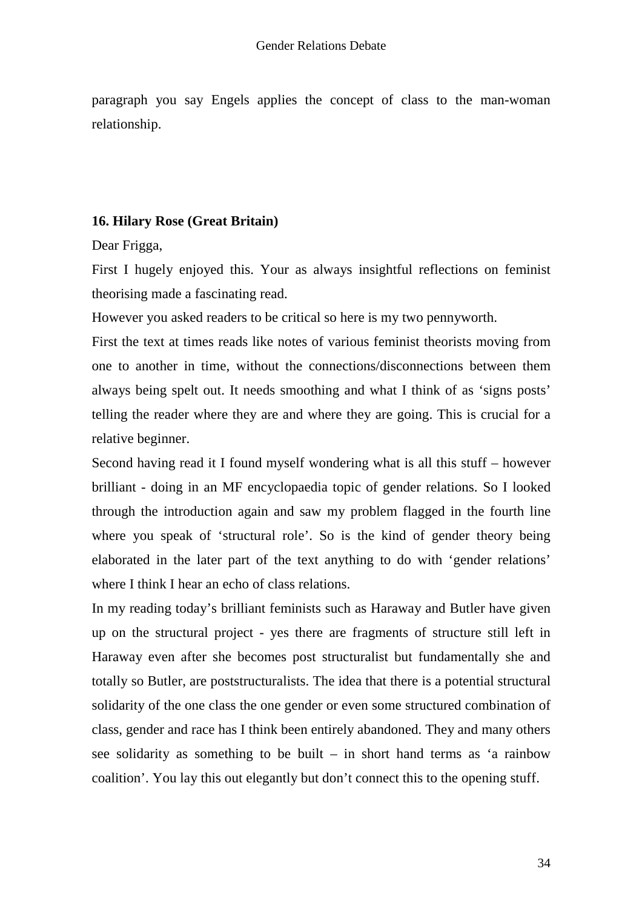paragraph you say Engels applies the concept of class to the man-woman relationship.

### 16. Hilary Rose (Great Britain)

Dear Frigga,

First I hugely enjoyed this. Your as always insightful reflections on feminist theorising made a fascinating read.

However you asked readers to be critical so here is my two pennyworth.

First the text at times reads like notes of various feminist theorists moving from one to another in time, without the connections/disconnections between them always being spelt out. It needs smoothing and what I think of as 'signs posts' telling the reader where they are and where they are going. This is crucial for a relative beginner.

Second having read it I found myself wondering what is all this stuff – however brilliant - doing in an MF encyclopaedia topic of gender relations. So I looked through the introduction again and saw my problem flagged in the fourth line where you speak of 'structural role'. So is the kind of gender theory being elaborated in the later part of the text anything to do with 'gender relations' where I think I hear an echo of class relations.

In my reading today's brilliant feminists such as Haraway and Butler have given up on the structural project - yes there are fragments of structure still left in Haraway even after she becomes post structuralist but fundamentally she and totally so Butler, are poststructuralists. The idea that there is a potential structural solidarity of the one class the one gender or even some structured combination of class, gender and race has I think been entirely abandoned. They and many others see solidarity as something to be built – in short hand terms as 'a rainbow coalition'. You lay this out elegantly but don't connect this to the opening stuff.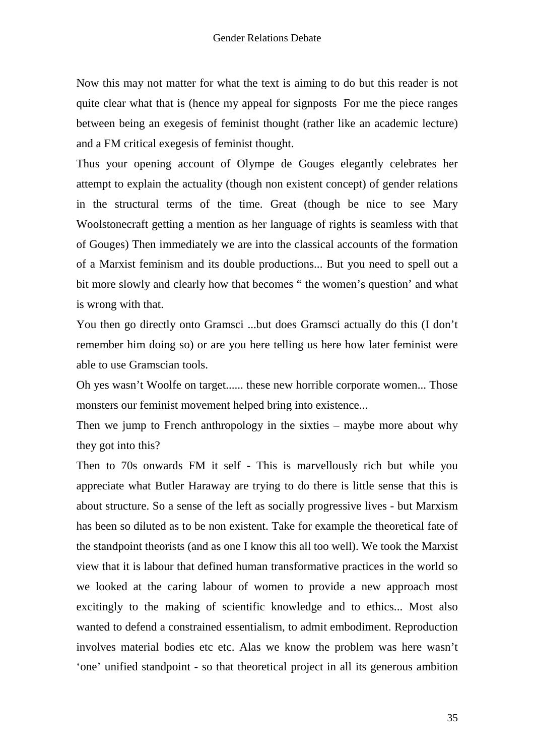Now this may not matter for what the text is aiming to do but this reader is not quite clear what that is (hence my appeal for signposts  For me the piece ranges between being an exegesis of feminist thought (rather like an academic lecture) and a FM critical exegesis of feminist thought.

Thus your opening account of Olympe de Gouges elegantly celebrates her attempt to explain the actuality (though non existent concept) of gender relations in the structural terms of the time. Great (though be nice to see Mary Woolstonecraft getting a mention as her language of rights is seamless with that of Gouges) Then immediately we are into the classical accounts of the formation of a Marxist feminism and its double productions... But you need to spell out a bit more slowly and clearly how that becomes " the women's question' and what is wrong with that.

You then go directly onto Gramsci ...but does Gramsci actually do this (I don't remember him doing so) or are you here telling us here how later feminist were able to use Gramscian tools.

Oh yes wasn't Woolfe on target...... these new horrible corporate women... Those monsters our feminist movement helped bring into existence...

Then we jump to French anthropology in the sixties – maybe more about why they got into this?

Then to 70s onwards FM it self - This is marvellously rich but while you appreciate what Butler Haraway are trying to do there is little sense that this is about structure. So a sense of the left as socially progressive lives - but Marxism has been so diluted as to be non existent. Take for example the theoretical fate of the standpoint theorists (and as one I know this all too well). We took the Marxist view that it is labour that defined human transformative practices in the world so we looked at the caring labour of women to provide a new approach most excitingly to the making of scientific knowledge and to ethics... Most also wanted to defend a constrained essentialism, to admit embodiment. Reproduction involves material bodies etc etc. Alas we know the problem was here wasn't 'one' unified standpoint - so that theoretical project in all its generous ambition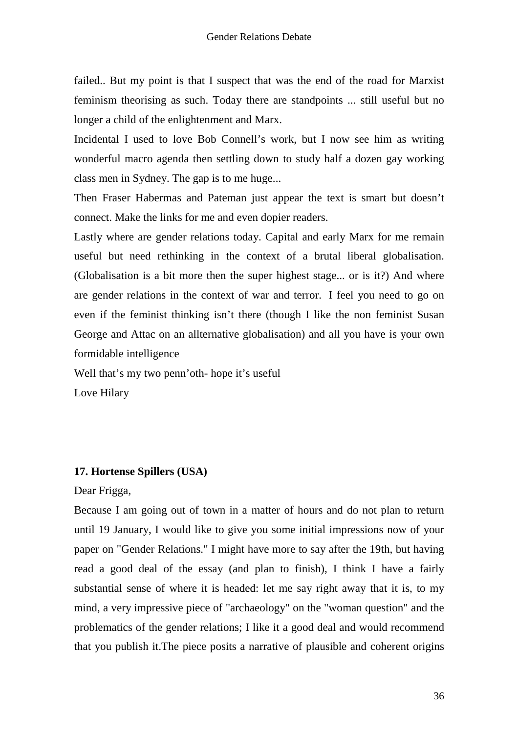failed.. But my point is that I suspect that was the end of the road for Marxist feminism theorising as such. Today there are standpoints ... still useful but no longer a child of the enlightenment and Marx.

Incidental I used to love Bob Connell's work, but I now see him as writing wonderful macro agenda then settling down to study half a dozen gay working class men in Sydney. The gap is to me huge...

Then Fraser Habermas and Pateman just appear the text is smart but doesn't connect. Make the links for me and even dopier readers.

Lastly where are gender relations today. Capital and early Marx for me remain useful but need rethinking in the context of a brutal liberal globalisation. (Globalisation is a bit more then the super highest stage... or is it?) And where are gender relations in the context of war and terror. I feel you need to go on even if the feminist thinking isn't there (though I like the non feminist Susan George and Attac on an allternative globalisation) and all you have is your own formidable intelligence

Well that's my two penn'oth- hope it's useful

Love Hilary

**17. Hortense Spillers (USA)**

Dear Frigga,

Because I am going out of town in a matter of hours and do not plan to return until 19 January, I would like to give you some initial impressions now of your paper on "Gender Relations." I might have more to say after the 19th, but having read a good deal of the essay (and plan to finish), I think I have a fairly substantial sense of where it is headed: let me say right away that it is, to my mind, a very impressive piece of "archaeology" on the "woman question" and the problematics of the gender relations; I like it a good deal and would recommend that you publish it.The piece posits a narrative of plausible and coherent origins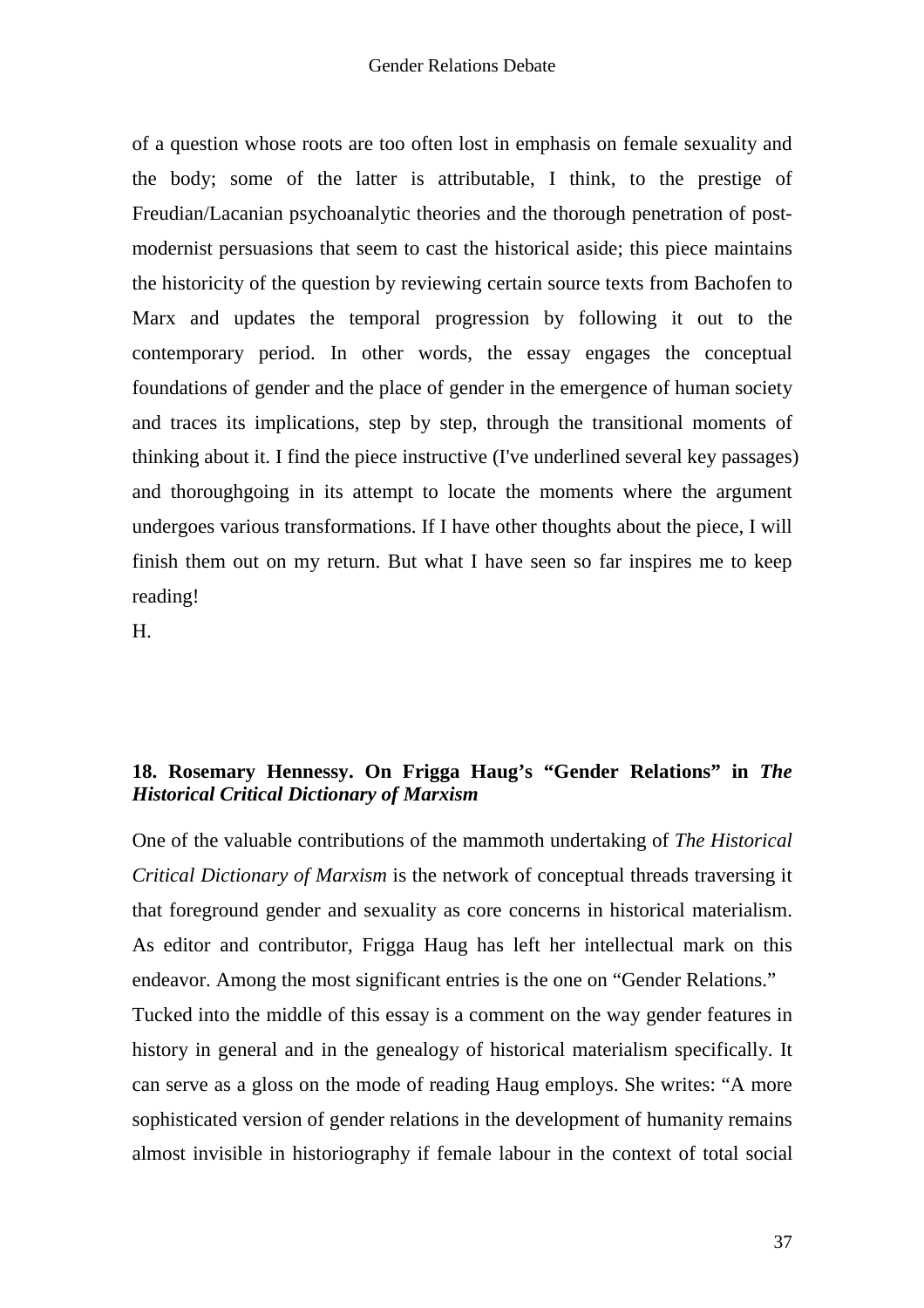of a question whose roots are too often lost in emphasis on female sexuality and the body; some of the latter is attributable, I think, to the prestige of Freudian/Lacanian psychoanalytic theories and the thorough penetration of post-modernist persuasions that seem to cast the historical aside; this piece maintains the historicity of the question by reviewing certain source texts from Bachofen to Marx and updates the temporal progression by following it out to the contemporary period. In other words, the essay engages the conceptual foundations of gender and the place of gender in the emergence of human society and traces its implications, step by step, through the transitional moments of thinking about it. I find the piece instructive (I've underlined several key passages) and thoroughgoing in its attempt to locate the moments where the argument undergoes various transformations. If I have other thoughts about the piece, I will finish them out on my return. But what I have seen so far inspires me to keep reading!

H.

### 18. Rosemary Hennessy. On Frigga Haug's "Gender Relations" in *The Historical Critical Dictionary of Marxism*

One of the valuable contributions of the mammoth undertaking of *The Historical Critical Dictionary of Marxism* is the network of conceptual threads traversing it that foreground gender and sexuality as core concerns in historical materialism. As editor and contributor, Frigga Haug has left her intellectual mark on this endeavor. Among the most significant entries is the one on "Gender Relations."

Tucked into the middle of this essay is a comment on the way gender features in history in general and in the genealogy of historical materialism specifically. It can serve as a gloss on the mode of reading Haug employs. She writes: "A more sophisticated version of gender relations in the development of humanity remains almost invisible in historiography if female labour in the context of total social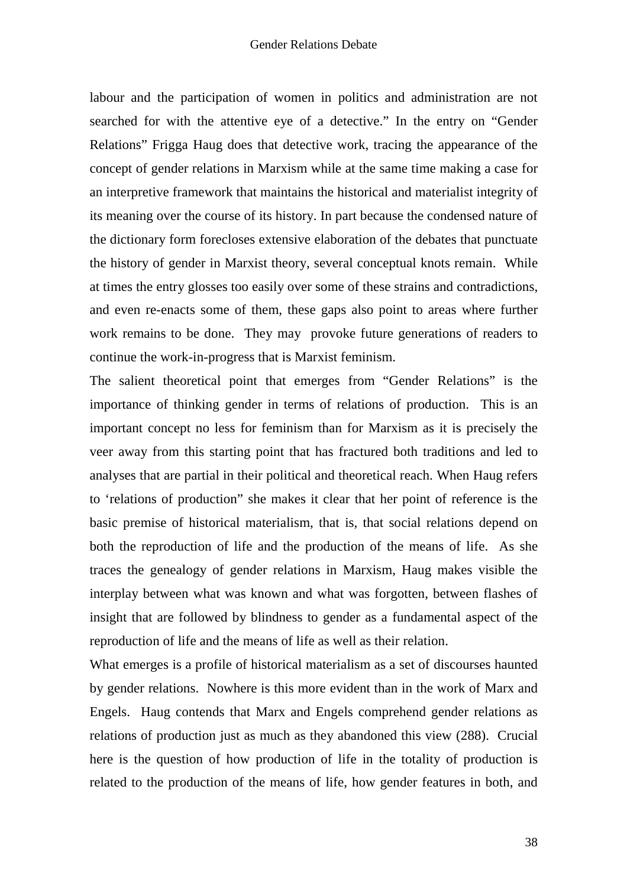labour and the participation of women in politics and administration are not searched for with the attentive eye of a detective." In the entry on "Gender Relations" Frigga Haug does that detective work, tracing the appearance of the concept of gender relations in Marxism while at the same time making a case for an interpretive framework that maintains the historical and materialist integrity of its meaning over the course of its history. In part because the condensed nature of the dictionary form forecloses extensive elaboration of the debates that punctuate the history of gender in Marxist theory, several conceptual knots remain. While at times the entry glosses too easily over some of these strains and contradictions, and even re-enacts some of them, these gaps also point to areas where further work remains to be done. They may provoke future generations of readers to continue the work-in-progress that is Marxist feminism.

The salient theoretical point that emerges from "Gender Relations" is the importance of thinking gender in terms of relations of production. This is an important concept no less for feminism than for Marxism as it is precisely the veer away from this starting point that has fractured both traditions and led to analyses that are partial in their political and theoretical reach. When Haug refers to 'relations of production" she makes it clear that her point of reference is the basic premise of historical materialism, that is, that social relations depend on both the reproduction of life and the production of the means of life. As she traces the genealogy of gender relations in Marxism, Haug makes visible the interplay between what was known and what was forgotten, between flashes of insight that are followed by blindness to gender as a fundamental aspect of the reproduction of life and the means of life as well as their relation.

What emerges is a profile of historical materialism as a set of discourses haunted by gender relations. Nowhere is this more evident than in the work of Marx and Engels. Haug contends that Marx and Engels comprehend gender relations as relations of production just as much as they abandoned this view (288). Crucial here is the question of how production of life in the totality of production is related to the production of the means of life, how gender features in both, and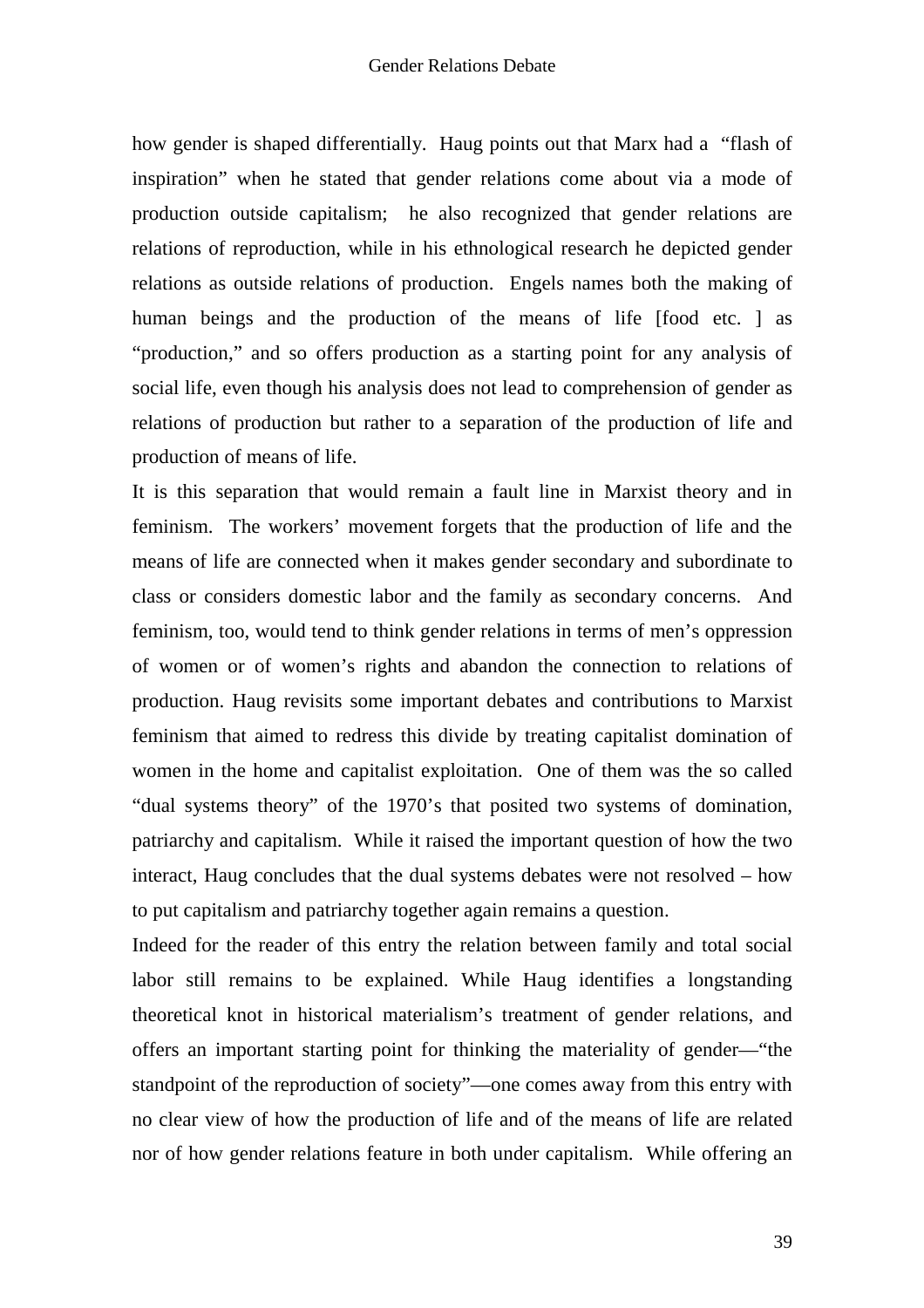how gender is shaped differentially. Haug points out that Marx had a "flash of inspiration" when he stated that gender relations come about via a mode of production outside capitalism; he also recognized that gender relations are relations of reproduction, while in his ethnological research he depicted gender relations as outside relations of production. Engels names both the making of human beings and the production of the means of life [food etc. ] as "production," and so offers production as a starting point for any analysis of social life, even though his analysis does not lead to comprehension of gender as relations of production but rather to a separation of the production of life and production of means of life.

It is this separation that would remain a fault line in Marxist theory and in feminism. The workers' movement forgets that the production of life and the means of life are connected when it makes gender secondary and subordinate to class or considers domestic labor and the family as secondary concerns. And feminism, too, would tend to think gender relations in terms of men's oppression of women or of women's rights and abandon the connection to relations of production. Haug revisits some important debates and contributions to Marxist feminism that aimed to redress this divide by treating capitalist domination of women in the home and capitalist exploitation. One of them was the so called "dual systems theory" of the 1970's that posited two systems of domination, patriarchy and capitalism. While it raised the important question of how the two interact, Haug concludes that the dual systems debates were not resolved – how to put capitalism and patriarchy together again remains a question.

Indeed for the reader of this entry the relation between family and total social labor still remains to be explained. While Haug identifies a longstanding theoretical knot in historical materialism's treatment of gender relations, and offers an important starting point for thinking the materiality of gender—"the standpoint of the reproduction of society"—one comes away from this entry with no clear view of how the production of life and of the means of life are related nor of how gender relations feature in both under capitalism. While offering an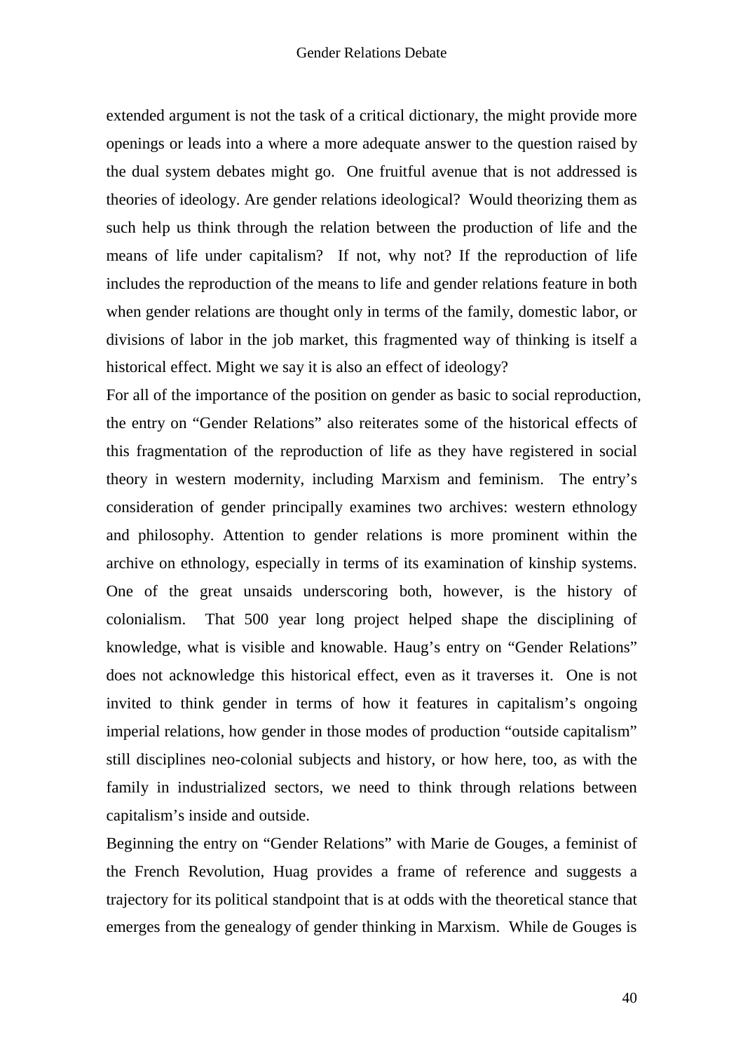extended argument is not the task of a critical dictionary, the might provide more openings or leads into a where a more adequate answer to the question raised by the dual system debates might go. One fruitful avenue that is not addressed is theories of ideology. Are gender relations ideological? Would theorizing them as such help us think through the relation between the production of life and the means of life under capitalism? If not, why not? If the reproduction of life includes the reproduction of the means to life and gender relations feature in both when gender relations are thought only in terms of the family, domestic labor, or divisions of labor in the job market, this fragmented way of thinking is itself a historical effect. Might we say it is also an effect of ideology?

For all of the importance of the position on gender as basic to social reproduction, the entry on "Gender Relations" also reiterates some of the historical effects of this fragmentation of the reproduction of life as they have registered in social theory in western modernity, including Marxism and feminism. The entry's consideration of gender principally examines two archives: western ethnology and philosophy. Attention to gender relations is more prominent within the archive on ethnology, especially in terms of its examination of kinship systems. One of the great unsaids underscoring both, however, is the history of colonialism. That 500 year long project helped shape the disciplining of knowledge, what is visible and knowable. Haug's entry on "Gender Relations" does not acknowledge this historical effect, even as it traverses it. One is not invited to think gender in terms of how it features in capitalism's ongoing imperial relations, how gender in those modes of production "outside capitalism" still disciplines neo-colonial subjects and history, or how here, too, as with the family in industrialized sectors, we need to think through relations between capitalism's inside and outside.

Beginning the entry on "Gender Relations" with Marie de Gouges, a feminist of the French Revolution, Huag provides a frame of reference and suggests a trajectory for its political standpoint that is at odds with the theoretical stance that emerges from the genealogy of gender thinking in Marxism. While de Gouges is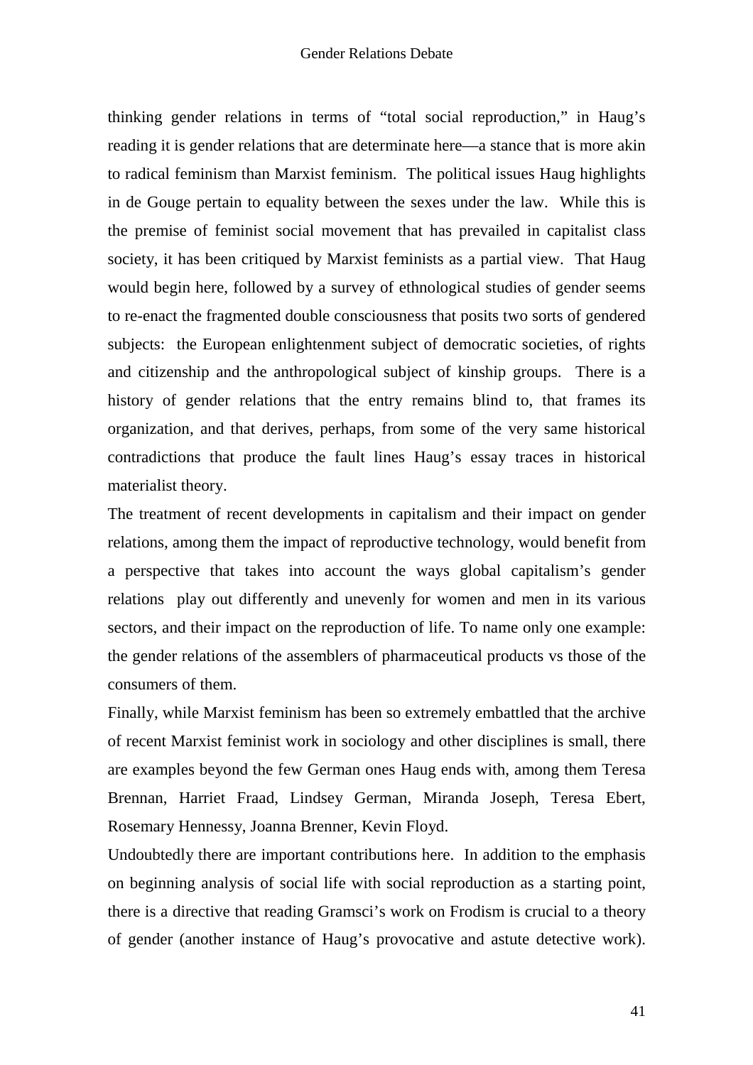thinking gender relations in terms of "total social reproduction," in Haug's reading it is gender relations that are determinate here—a stance that is more akin to radical feminism than Marxist feminism. The political issues Haug highlights in de Gouge pertain to equality between the sexes under the law. While this is the premise of feminist social movement that has prevailed in capitalist class society, it has been critiqued by Marxist feminists as a partial view. That Haug would begin here, followed by a survey of ethnological studies of gender seems to re-enact the fragmented double consciousness that posits two sorts of gendered subjects: the European enlightenment subject of democratic societies, of rights and citizenship and the anthropological subject of kinship groups. There is a history of gender relations that the entry remains blind to, that frames its organization, and that derives, perhaps, from some of the very same historical contradictions that produce the fault lines Haug's essay traces in historical materialist theory.

The treatment of recent developments in capitalism and their impact on gender relations, among them the impact of reproductive technology, would benefit from a perspective that takes into account the ways global capitalism's gender relations play out differently and unevenly for women and men in its various sectors, and their impact on the reproduction of life. To name only one example: the gender relations of the assemblers of pharmaceutical products vs those of the consumers of them.

Finally, while Marxist feminism has been so extremely embattled that the archive of recent Marxist feminist work in sociology and other disciplines is small, there are examples beyond the few German ones Haug ends with, among them Teresa Brennan, Harriet Fraad, Lindsey German, Miranda Joseph, Teresa Ebert, Rosemary Hennessy, Joanna Brenner, Kevin Floyd.

Undoubtedly there are important contributions here. In addition to the emphasis on beginning analysis of social life with social reproduction as a starting point, there is a directive that reading Gramsci's work on Frodism is crucial to a theory of gender (another instance of Haug's provocative and astute detective work).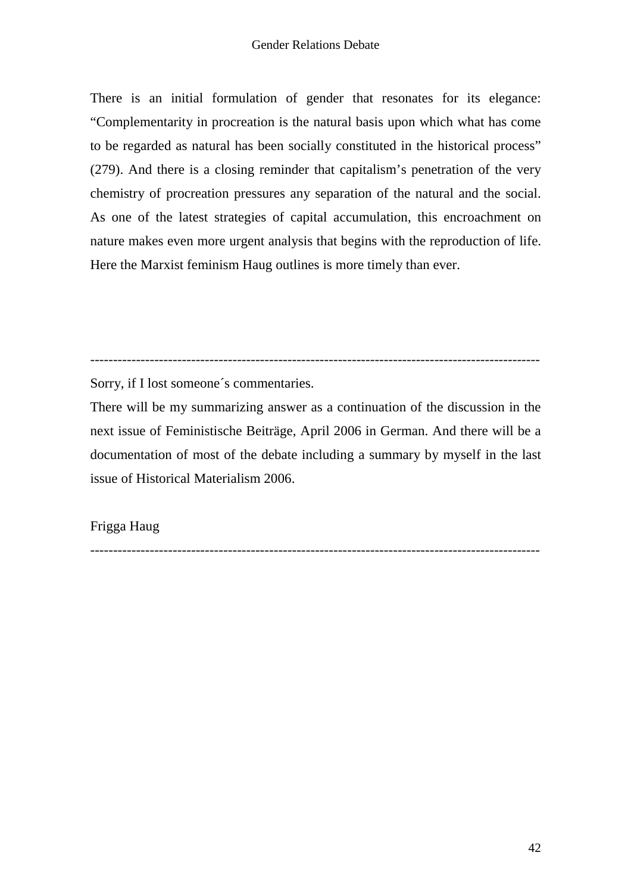There is an initial formulation of gender that resonates for its elegance: "Complementarity in procreation is the natural basis upon which what has come to be regarded as natural has been socially constituted in the historical process" (279). And there is a closing reminder that capitalism's penetration of the very chemistry of procreation pressures any separation of the natural and the social. As one of the latest strategies of capital accumulation, this encroachment on nature makes even more urgent analysis that begins with the reproduction of life. Here the Marxist feminism Haug outlines is more timely than ever.

---

Sorry, if I lost someone´s commentaries.

There will be my summarizing answer as a continuation of the discussion in the next issue of Feministische Beiträge, April 2006 in German. And there will be a documentation of most of the debate including a summary by myself in the last issue of Historical Materialism 2006.

Frigga Haug

---